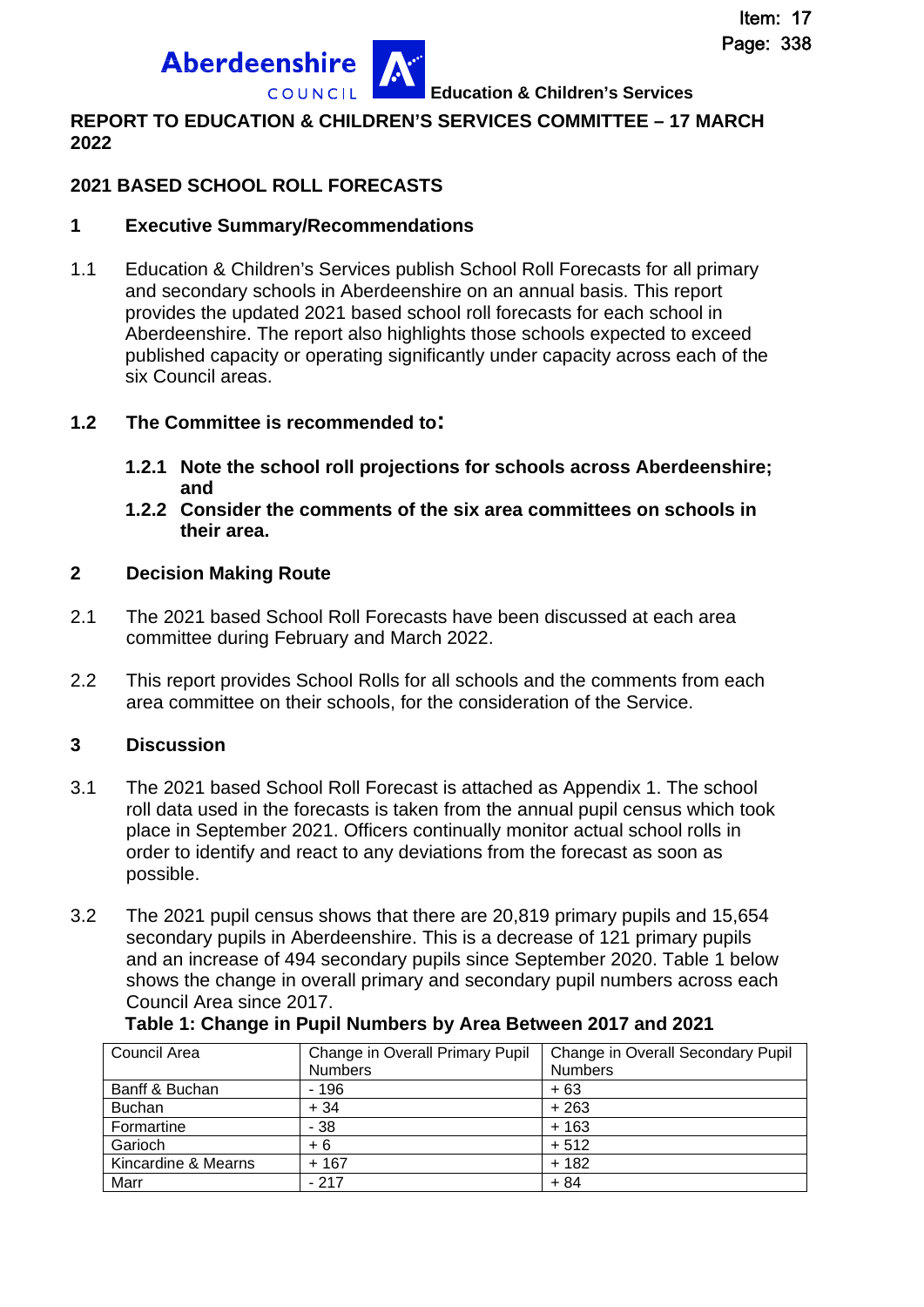Item: 17
Page: 338

Aberdeenshire COUNCIL **Education & Children's Services**

**REPORT TO EDUCATION & CHILDREN'S SERVICES COMMITTEE – 17 MARCH 2022**

**2021 BASED SCHOOL ROLL FORECASTS**

## 1 Executive Summary/Recommendations

1.1 Education & Children's Services publish School Roll Forecasts for all primary and secondary schools in Aberdeenshire on an annual basis. This report provides the updated 2021 based school roll forecasts for each school in Aberdeenshire. The report also highlights those schools expected to exceed published capacity or operating significantly under capacity across each of the six Council areas.

**1.2 The Committee is recommended to:**

- **1.2.1 Note the school roll projections for schools across Aberdeenshire; and**
- **1.2.2 Consider the comments of the six area committees on schools in their area.**

## 2 Decision Making Route

2.1 The 2021 based School Roll Forecasts have been discussed at each area committee during February and March 2022.

2.2 This report provides School Rolls for all schools and the comments from each area committee on their schools, for the consideration of the Service.

## 3 Discussion

3.1 The 2021 based School Roll Forecast is attached as Appendix 1. The school roll data used in the forecasts is taken from the annual pupil census which took place in September 2021. Officers continually monitor actual school rolls in order to identify and react to any deviations from the forecast as soon as possible.

3.2 The 2021 pupil census shows that there are 20,819 primary pupils and 15,654 secondary pupils in Aberdeenshire. This is a decrease of 121 primary pupils and an increase of 494 secondary pupils since September 2020. Table 1 below shows the change in overall primary and secondary pupil numbers across each Council Area since 2017.

**Table 1: Change in Pupil Numbers by Area Between 2017 and 2021**

| Council Area | Change in Overall Primary Pupil Numbers | Change in Overall Secondary Pupil Numbers |
|---|---|---|
| Banff & Buchan | - 196 | + 63 |
| Buchan | + 34 | + 263 |
| Formartine | - 38 | + 163 |
| Garioch | + 6 | + 512 |
| Kincardine & Mearns | + 167 | + 182 |
| Marr | - 217 | + 84 |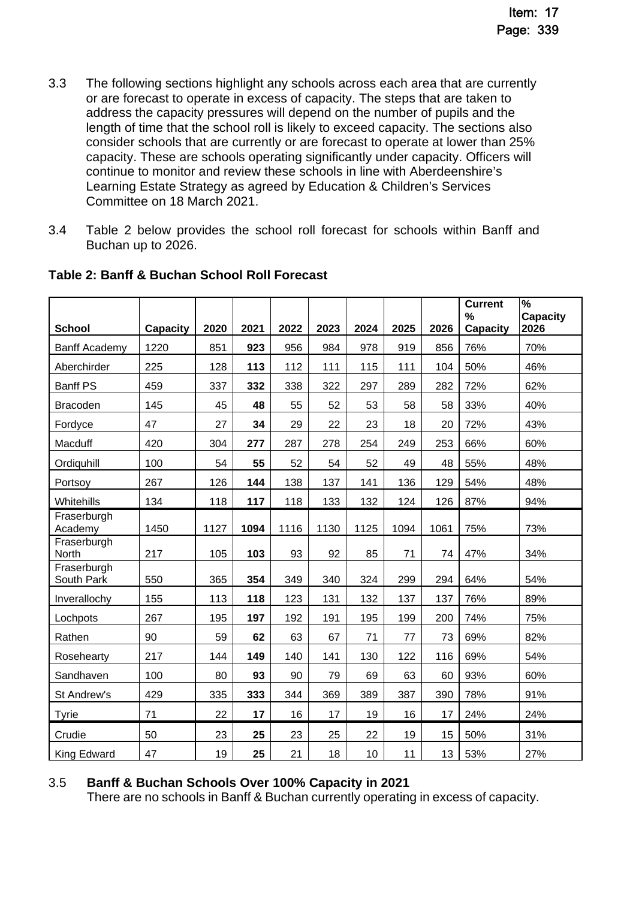3.3 The following sections highlight any schools across each area that are currently or are forecast to operate in excess of capacity. The steps that are taken to address the capacity pressures will depend on the number of pupils and the length of time that the school roll is likely to exceed capacity. The sections also consider schools that are currently or are forecast to operate at lower than 25% capacity. These are schools operating significantly under capacity. Officers will continue to monitor and review these schools in line with Aberdeenshire's Learning Estate Strategy as agreed by Education & Children's Services Committee on 18 March 2021.

3.4 Table 2 below provides the school roll forecast for schools within Banff and Buchan up to 2026.

**Table 2: Banff & Buchan School Roll Forecast**

| School | Capacity | 2020 | 2021 | 2022 | 2023 | 2024 | 2025 | 2026 | Current % Capacity | % Capacity 2026 |
|---|---|---|---|---|---|---|---|---|---|---|
| Banff Academy | 1220 | 851 | **923** | 956 | 984 | 978 | 919 | 856 | 76% | 70% |
| Aberchirder | 225 | 128 | **113** | 112 | 111 | 115 | 111 | 104 | 50% | 46% |
| Banff PS | 459 | 337 | **332** | 338 | 322 | 297 | 289 | 282 | 72% | 62% |
| Bracoden | 145 | 45 | **48** | 55 | 52 | 53 | 58 | 58 | 33% | 40% |
| Fordyce | 47 | 27 | **34** | 29 | 22 | 23 | 18 | 20 | 72% | 43% |
| Macduff | 420 | 304 | **277** | 287 | 278 | 254 | 249 | 253 | 66% | 60% |
| Ordiquhill | 100 | 54 | **55** | 52 | 54 | 52 | 49 | 48 | 55% | 48% |
| Portsoy | 267 | 126 | **144** | 138 | 137 | 141 | 136 | 129 | 54% | 48% |
| Whitehills | 134 | 118 | **117** | 118 | 133 | 132 | 124 | 126 | 87% | 94% |
| Fraserburgh Academy | 1450 | 1127 | **1094** | 1116 | 1130 | 1125 | 1094 | 1061 | 75% | 73% |
| Fraserburgh North | 217 | 105 | **103** | 93 | 92 | 85 | 71 | 74 | 47% | 34% |
| Fraserburgh South Park | 550 | 365 | **354** | 349 | 340 | 324 | 299 | 294 | 64% | 54% |
| Inverallochy | 155 | 113 | **118** | 123 | 131 | 132 | 137 | 137 | 76% | 89% |
| Lochpots | 267 | 195 | **197** | 192 | 191 | 195 | 199 | 200 | 74% | 75% |
| Rathen | 90 | 59 | **62** | 63 | 67 | 71 | 77 | 73 | 69% | 82% |
| Rosehearty | 217 | 144 | **149** | 140 | 141 | 130 | 122 | 116 | 69% | 54% |
| Sandhaven | 100 | 80 | **93** | 90 | 79 | 69 | 63 | 60 | 93% | 60% |
| St Andrew's | 429 | 335 | **333** | 344 | 369 | 389 | 387 | 390 | 78% | 91% |
| Tyrie | 71 | 22 | **17** | 16 | 17 | 19 | 16 | 17 | 24% | 24% |
| Crudie | 50 | 23 | **25** | 23 | 25 | 22 | 19 | 15 | 50% | 31% |
| King Edward | 47 | 19 | **25** | 21 | 18 | 10 | 11 | 13 | 53% | 27% |

3.5 **Banff & Buchan Schools Over 100% Capacity in 2021**

There are no schools in Banff & Buchan currently operating in excess of capacity.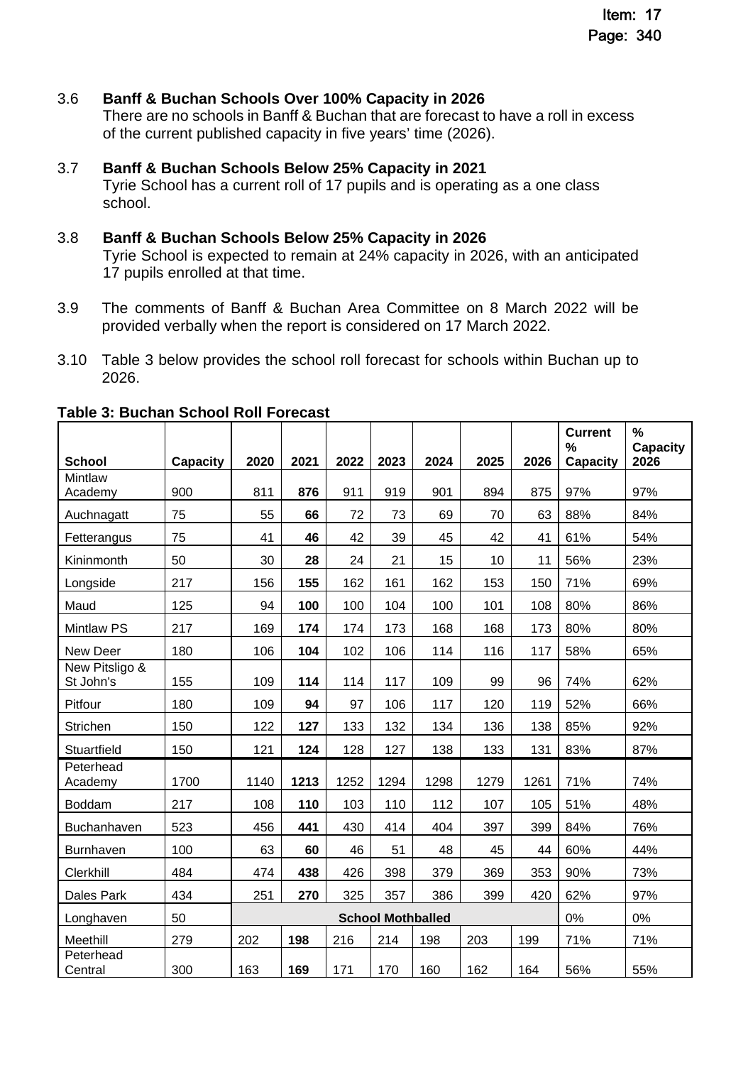3.6 **Banff & Buchan Schools Over 100% Capacity in 2026**
There are no schools in Banff & Buchan that are forecast to have a roll in excess of the current published capacity in five years' time (2026).

3.7 **Banff & Buchan Schools Below 25% Capacity in 2021**
Tyrie School has a current roll of 17 pupils and is operating as a one class school.

3.8 **Banff & Buchan Schools Below 25% Capacity in 2026**
Tyrie School is expected to remain at 24% capacity in 2026, with an anticipated 17 pupils enrolled at that time.

3.9 The comments of Banff & Buchan Area Committee on 8 March 2022 will be provided verbally when the report is considered on 17 March 2022.

3.10 Table 3 below provides the school roll forecast for schools within Buchan up to 2026.

**Table 3: Buchan School Roll Forecast**

| School | Capacity | 2020 | 2021 | 2022 | 2023 | 2024 | 2025 | 2026 | Current % Capacity | % Capacity 2026 |
|---|---|---|---|---|---|---|---|---|---|---|
| Mintlaw Academy | 900 | 811 | **876** | 911 | 919 | 901 | 894 | 875 | 97% | 97% |
| Auchnagatt | 75 | 55 | **66** | 72 | 73 | 69 | 70 | 63 | 88% | 84% |
| Fetterangus | 75 | 41 | **46** | 42 | 39 | 45 | 42 | 41 | 61% | 54% |
| Kininmonth | 50 | 30 | **28** | 24 | 21 | 15 | 10 | 11 | 56% | 23% |
| Longside | 217 | 156 | **155** | 162 | 161 | 162 | 153 | 150 | 71% | 69% |
| Maud | 125 | 94 | **100** | 100 | 104 | 100 | 101 | 108 | 80% | 86% |
| Mintlaw PS | 217 | 169 | **174** | 174 | 173 | 168 | 168 | 173 | 80% | 80% |
| New Deer | 180 | 106 | **104** | 102 | 106 | 114 | 116 | 117 | 58% | 65% |
| New Pitsligo & St John's | 155 | 109 | **114** | 114 | 117 | 109 | 99 | 96 | 74% | 62% |
| Pitfour | 180 | 109 | **94** | 97 | 106 | 117 | 120 | 119 | 52% | 66% |
| Strichen | 150 | 122 | **127** | 133 | 132 | 134 | 136 | 138 | 85% | 92% |
| Stuartfield | 150 | 121 | **124** | 128 | 127 | 138 | 133 | 131 | 83% | 87% |
| Peterhead Academy | 1700 | 1140 | **1213** | 1252 | 1294 | 1298 | 1279 | 1261 | 71% | 74% |
| Boddam | 217 | 108 | **110** | 103 | 110 | 112 | 107 | 105 | 51% | 48% |
| Buchanhaven | 523 | 456 | **441** | 430 | 414 | 404 | 397 | 399 | 84% | 76% |
| Burnhaven | 100 | 63 | **60** | 46 | 51 | 48 | 45 | 44 | 60% | 44% |
| Clerkhill | 484 | 474 | **438** | 426 | 398 | 379 | 369 | 353 | 90% | 73% |
| Dales Park | 434 | 251 | **270** | 325 | 357 | 386 | 399 | 420 | 62% | 97% |
| Longhaven | 50 | **School Mothballed** | | | | | | | 0% | 0% |
| Meethill | 279 | 202 | **198** | 216 | 214 | 198 | 203 | 199 | 71% | 71% |
| Peterhead Central | 300 | 163 | **169** | 171 | 170 | 160 | 162 | 164 | 56% | 55% |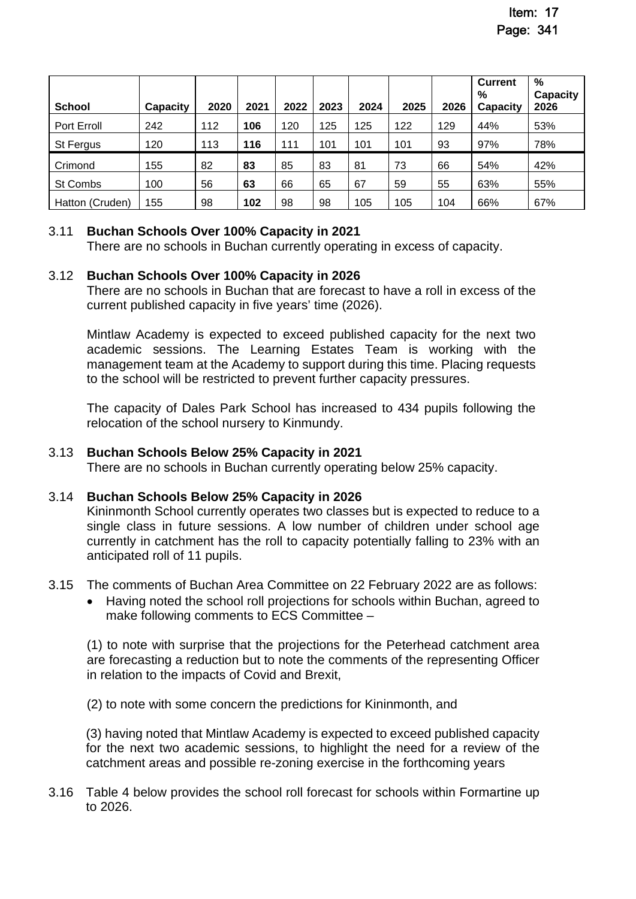| School | Capacity | 2020 | 2021 | 2022 | 2023 | 2024 | 2025 | 2026 | Current % Capacity | % Capacity 2026 |
|---|---|---|---|---|---|---|---|---|---|---|
| Port Erroll | 242 | 112 | **106** | 120 | 125 | 125 | 122 | 129 | 44% | 53% |
| St Fergus | 120 | 113 | **116** | 111 | 101 | 101 | 101 | 93 | 97% | 78% |
| Crimond | 155 | 82 | **83** | 85 | 83 | 81 | 73 | 66 | 54% | 42% |
| St Combs | 100 | 56 | **63** | 66 | 65 | 67 | 59 | 55 | 63% | 55% |
| Hatton (Cruden) | 155 | 98 | **102** | 98 | 98 | 105 | 105 | 104 | 66% | 67% |

3.11 **Buchan Schools Over 100% Capacity in 2021**
There are no schools in Buchan currently operating in excess of capacity.

3.12 **Buchan Schools Over 100% Capacity in 2026**
There are no schools in Buchan that are forecast to have a roll in excess of the current published capacity in five years' time (2026).

Mintlaw Academy is expected to exceed published capacity for the next two academic sessions. The Learning Estates Team is working with the management team at the Academy to support during this time. Placing requests to the school will be restricted to prevent further capacity pressures.

The capacity of Dales Park School has increased to 434 pupils following the relocation of the school nursery to Kinmundy.

3.13 **Buchan Schools Below 25% Capacity in 2021**
There are no schools in Buchan currently operating below 25% capacity.

3.14 **Buchan Schools Below 25% Capacity in 2026**
Kininmonth School currently operates two classes but is expected to reduce to a single class in future sessions. A low number of children under school age currently in catchment has the roll to capacity potentially falling to 23% with an anticipated roll of 11 pupils.

3.15 The comments of Buchan Area Committee on 22 February 2022 are as follows:

- Having noted the school roll projections for schools within Buchan, agreed to make following comments to ECS Committee –

(1) to note with surprise that the projections for the Peterhead catchment area are forecasting a reduction but to note the comments of the representing Officer in relation to the impacts of Covid and Brexit,

(2) to note with some concern the predictions for Kininmonth, and

(3) having noted that Mintlaw Academy is expected to exceed published capacity for the next two academic sessions, to highlight the need for a review of the catchment areas and possible re-zoning exercise in the forthcoming years

3.16 Table 4 below provides the school roll forecast for schools within Formartine up to 2026.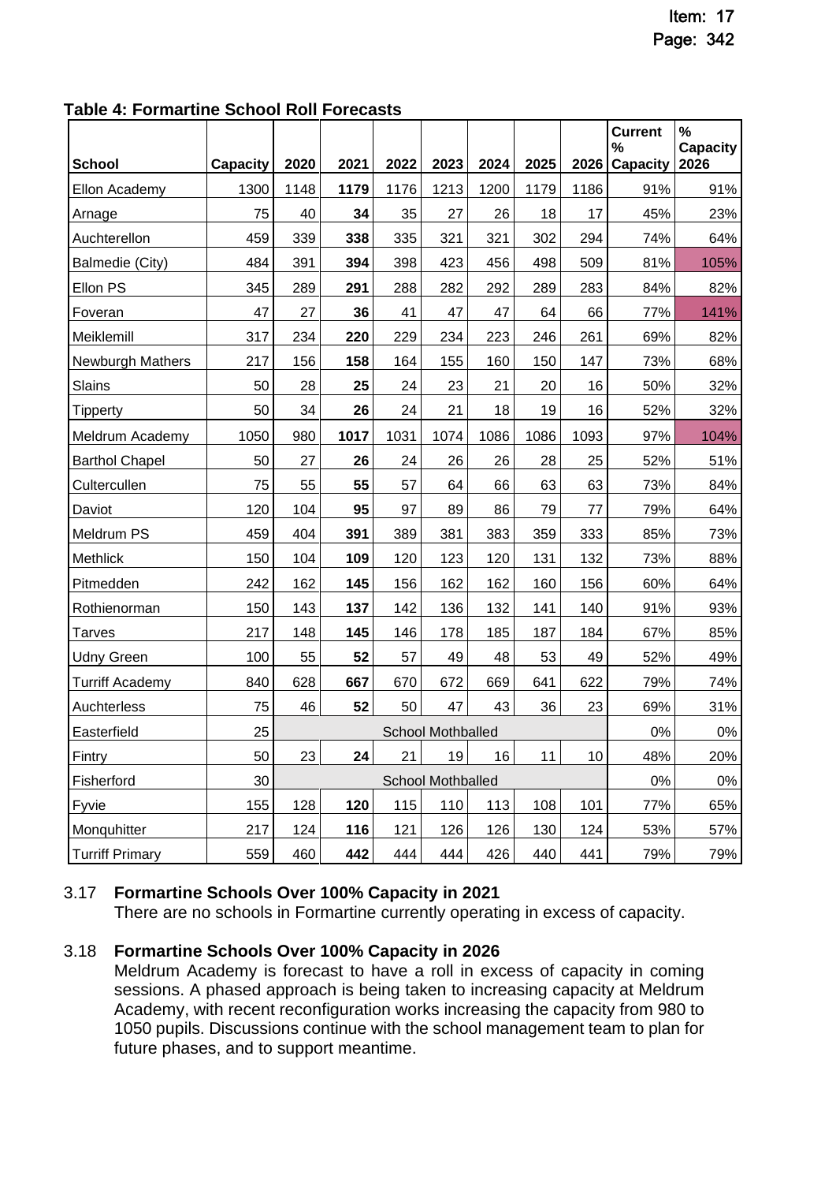**Table 4: Formartine School Roll Forecasts**

| School | Capacity | 2020 | 2021 | 2022 | 2023 | 2024 | 2025 | 2026 | Current % Capacity | % Capacity 2026 |
|---|---|---|---|---|---|---|---|---|---|---|
| Ellon Academy | 1300 | 1148 | **1179** | 1176 | 1213 | 1200 | 1179 | 1186 | 91% | 91% |
| Arnage | 75 | 40 | **34** | 35 | 27 | 26 | 18 | 17 | 45% | 23% |
| Auchterellon | 459 | 339 | **338** | 335 | 321 | 321 | 302 | 294 | 74% | 64% |
| Balmedie (City) | 484 | 391 | **394** | 398 | 423 | 456 | 498 | 509 | 81% | 105% |
| Ellon PS | 345 | 289 | **291** | 288 | 282 | 292 | 289 | 283 | 84% | 82% |
| Foveran | 47 | 27 | **36** | 41 | 47 | 47 | 64 | 66 | 77% | 141% |
| Meiklemill | 317 | 234 | **220** | 229 | 234 | 223 | 246 | 261 | 69% | 82% |
| Newburgh Mathers | 217 | 156 | **158** | 164 | 155 | 160 | 150 | 147 | 73% | 68% |
| Slains | 50 | 28 | **25** | 24 | 23 | 21 | 20 | 16 | 50% | 32% |
| Tipperty | 50 | 34 | **26** | 24 | 21 | 18 | 19 | 16 | 52% | 32% |
| Meldrum Academy | 1050 | 980 | **1017** | 1031 | 1074 | 1086 | 1086 | 1093 | 97% | 104% |
| Barthol Chapel | 50 | 27 | **26** | 24 | 26 | 26 | 28 | 25 | 52% | 51% |
| Cultercullen | 75 | 55 | **55** | 57 | 64 | 66 | 63 | 63 | 73% | 84% |
| Daviot | 120 | 104 | **95** | 97 | 89 | 86 | 79 | 77 | 79% | 64% |
| Meldrum PS | 459 | 404 | **391** | 389 | 381 | 383 | 359 | 333 | 85% | 73% |
| Methlick | 150 | 104 | **109** | 120 | 123 | 120 | 131 | 132 | 73% | 88% |
| Pitmedden | 242 | 162 | **145** | 156 | 162 | 162 | 160 | 156 | 60% | 64% |
| Rothienorman | 150 | 143 | **137** | 142 | 136 | 132 | 141 | 140 | 91% | 93% |
| Tarves | 217 | 148 | **145** | 146 | 178 | 185 | 187 | 184 | 67% | 85% |
| Udny Green | 100 | 55 | **52** | 57 | 49 | 48 | 53 | 49 | 52% | 49% |
| Turriff Academy | 840 | 628 | **667** | 670 | 672 | 669 | 641 | 622 | 79% | 74% |
| Auchterless | 75 | 46 | **52** | 50 | 47 | 43 | 36 | 23 | 69% | 31% |
| Easterfield | 25 | School Mothballed | | | | | | | 0% | 0% |
| Fintry | 50 | 23 | **24** | 21 | 19 | 16 | 11 | 10 | 48% | 20% |
| Fisherford | 30 | School Mothballed | | | | | | | 0% | 0% |
| Fyvie | 155 | 128 | **120** | 115 | 110 | 113 | 108 | 101 | 77% | 65% |
| Monquhitter | 217 | 124 | **116** | 121 | 126 | 126 | 130 | 124 | 53% | 57% |
| Turriff Primary | 559 | 460 | **442** | 444 | 444 | 426 | 440 | 441 | 79% | 79% |

3.17 **Formartine Schools Over 100% Capacity in 2021**

There are no schools in Formartine currently operating in excess of capacity.

3.18 **Formartine Schools Over 100% Capacity in 2026**

Meldrum Academy is forecast to have a roll in excess of capacity in coming sessions. A phased approach is being taken to increasing capacity at Meldrum Academy, with recent reconfiguration works increasing the capacity from 980 to 1050 pupils. Discussions continue with the school management team to plan for future phases, and to support meantime.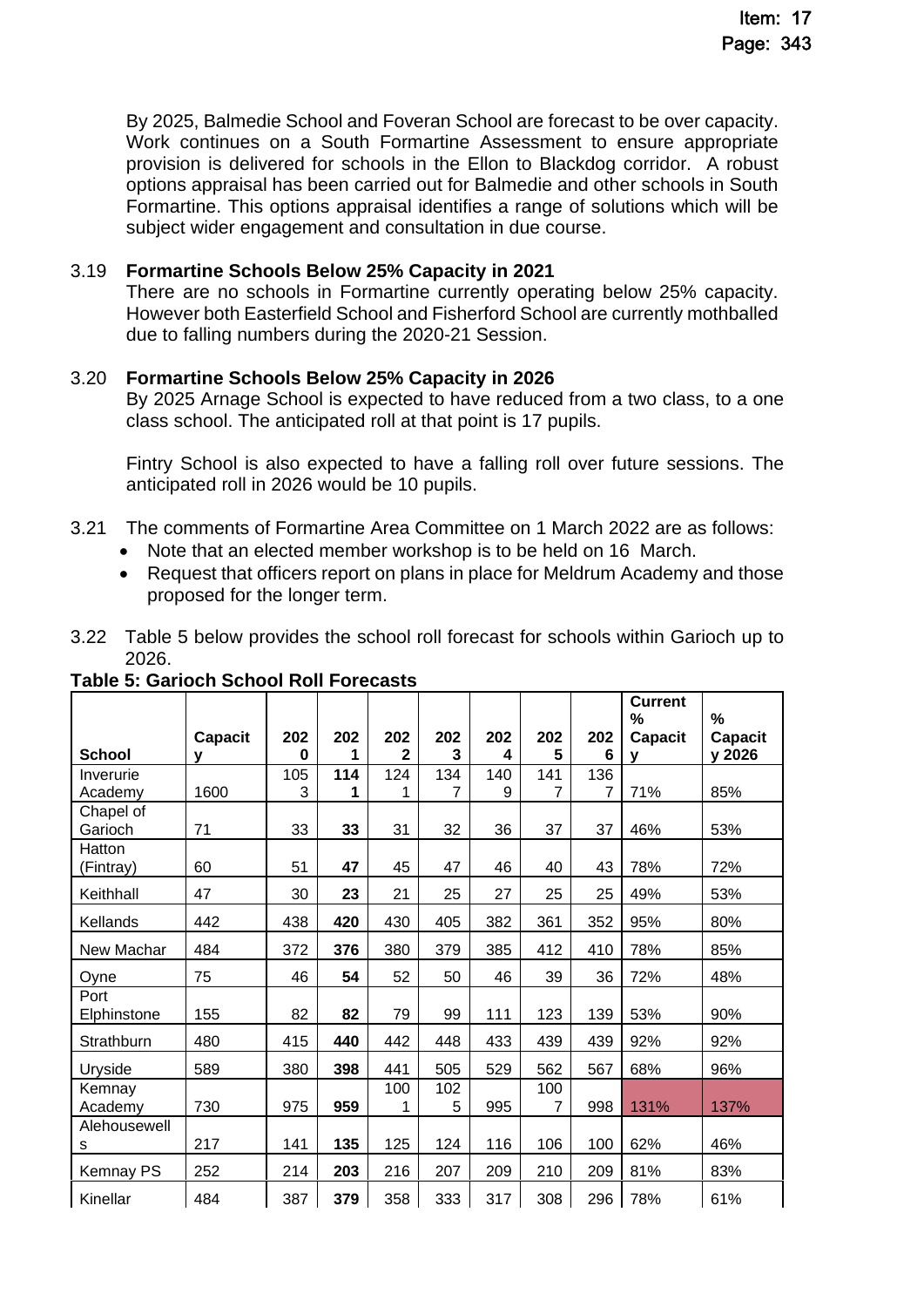By 2025, Balmedie School and Foveran School are forecast to be over capacity. Work continues on a South Formartine Assessment to ensure appropriate provision is delivered for schools in the Ellon to Blackdog corridor. A robust options appraisal has been carried out for Balmedie and other schools in South Formartine. This options appraisal identifies a range of solutions which will be subject wider engagement and consultation in due course.

3.19 **Formartine Schools Below 25% Capacity in 2021**

There are no schools in Formartine currently operating below 25% capacity. However both Easterfield School and Fisherford School are currently mothballed due to falling numbers during the 2020-21 Session.

3.20 **Formartine Schools Below 25% Capacity in 2026**

By 2025 Arnage School is expected to have reduced from a two class, to a one class school. The anticipated roll at that point is 17 pupils.

Fintry School is also expected to have a falling roll over future sessions. The anticipated roll in 2026 would be 10 pupils.

3.21 The comments of Formartine Area Committee on 1 March 2022 are as follows:

- Note that an elected member workshop is to be held on 16 March.
- Request that officers report on plans in place for Meldrum Academy and those proposed for the longer term.

3.22 Table 5 below provides the school roll forecast for schools within Garioch up to 2026.

**Table 5: Garioch School Roll Forecasts**

| School | Capacity | 2020 | 2021 | 2022 | 2023 | 2024 | 2025 | 2026 | Current % Capacity | % Capacity 2026 |
|---|---|---|---|---|---|---|---|---|---|---|
| Inverurie Academy | 1600 | 1053 | **1141** | 1241 | 1347 | 1409 | 1417 | 1367 | 71% | 85% |
| Chapel of Garioch | 71 | 33 | **33** | 31 | 32 | 36 | 37 | 37 | 46% | 53% |
| Hatton (Fintray) | 60 | 51 | **47** | 45 | 47 | 46 | 40 | 43 | 78% | 72% |
| Keithhall | 47 | 30 | **23** | 21 | 25 | 27 | 25 | 25 | 49% | 53% |
| Kellands | 442 | 438 | **420** | 430 | 405 | 382 | 361 | 352 | 95% | 80% |
| New Machar | 484 | 372 | **376** | 380 | 379 | 385 | 412 | 410 | 78% | 85% |
| Oyne | 75 | 46 | **54** | 52 | 50 | 46 | 39 | 36 | 72% | 48% |
| Port Elphinstone | 155 | 82 | **82** | 79 | 99 | 111 | 123 | 139 | 53% | 90% |
| Strathburn | 480 | 415 | **440** | 442 | 448 | 433 | 439 | 439 | 92% | 92% |
| Uryside | 589 | 380 | **398** | 441 | 505 | 529 | 562 | 567 | 68% | 96% |
| Kemnay Academy | 730 | 975 | **959** | 1001 | 1025 | 995 | 1007 | 998 | 131% | 137% |
| Alehousewells | 217 | 141 | **135** | 125 | 124 | 116 | 106 | 100 | 62% | 46% |
| Kemnay PS | 252 | 214 | **203** | 216 | 207 | 209 | 210 | 209 | 81% | 83% |
| Kinellar | 484 | 387 | **379** | 358 | 333 | 317 | 308 | 296 | 78% | 61% |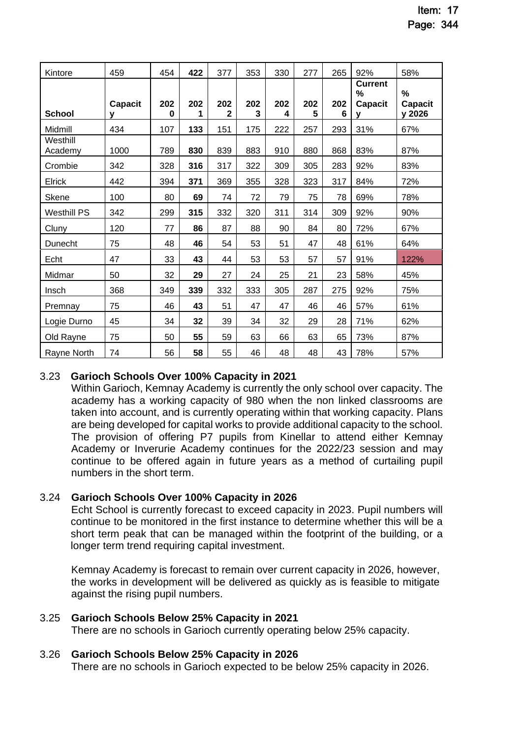| Kintore | 459 | 454 | **422** | 377 | 353 | 330 | 277 | 265 | 92% | 58% |
|---|---|---|---|---|---|---|---|---|---|---|
| **School** | **Capacity** | **2020** | **2021** | **2022** | **2023** | **2024** | **2025** | **2026** | **Current % Capacity** | **% Capacity 2026** |
| Midmill | 434 | 107 | **133** | 151 | 175 | 222 | 257 | 293 | 31% | 67% |
| Westhill Academy | 1000 | 789 | **830** | 839 | 883 | 910 | 880 | 868 | 83% | 87% |
| Crombie | 342 | 328 | **316** | 317 | 322 | 309 | 305 | 283 | 92% | 83% |
| Elrick | 442 | 394 | **371** | 369 | 355 | 328 | 323 | 317 | 84% | 72% |
| Skene | 100 | 80 | **69** | 74 | 72 | 79 | 75 | 78 | 69% | 78% |
| Westhill PS | 342 | 299 | **315** | 332 | 320 | 311 | 314 | 309 | 92% | 90% |
| Cluny | 120 | 77 | **86** | 87 | 88 | 90 | 84 | 80 | 72% | 67% |
| Dunecht | 75 | 48 | **46** | 54 | 53 | 51 | 47 | 48 | 61% | 64% |
| Echt | 47 | 33 | **43** | 44 | 53 | 53 | 57 | 57 | 91% | 122% |
| Midmar | 50 | 32 | **29** | 27 | 24 | 25 | 21 | 23 | 58% | 45% |
| Insch | 368 | 349 | **339** | 332 | 333 | 305 | 287 | 275 | 92% | 75% |
| Premnay | 75 | 46 | **43** | 51 | 47 | 47 | 46 | 46 | 57% | 61% |
| Logie Durno | 45 | 34 | **32** | 39 | 34 | 32 | 29 | 28 | 71% | 62% |
| Old Rayne | 75 | 50 | **55** | 59 | 63 | 66 | 63 | 65 | 73% | 87% |
| Rayne North | 74 | 56 | **58** | 55 | 46 | 48 | 48 | 43 | 78% | 57% |

3.23 **Garioch Schools Over 100% Capacity in 2021**

Within Garioch, Kemnay Academy is currently the only school over capacity. The academy has a working capacity of 980 when the non linked classrooms are taken into account, and is currently operating within that working capacity. Plans are being developed for capital works to provide additional capacity to the school. The provision of offering P7 pupils from Kinellar to attend either Kemnay Academy or Inverurie Academy continues for the 2022/23 session and may continue to be offered again in future years as a method of curtailing pupil numbers in the short term.

3.24 **Garioch Schools Over 100% Capacity in 2026**

Echt School is currently forecast to exceed capacity in 2023. Pupil numbers will continue to be monitored in the first instance to determine whether this will be a short term peak that can be managed within the footprint of the building, or a longer term trend requiring capital investment.

Kemnay Academy is forecast to remain over current capacity in 2026, however, the works in development will be delivered as quickly as is feasible to mitigate against the rising pupil numbers.

3.25 **Garioch Schools Below 25% Capacity in 2021**

There are no schools in Garioch currently operating below 25% capacity.

3.26 **Garioch Schools Below 25% Capacity in 2026**

There are no schools in Garioch expected to be below 25% capacity in 2026.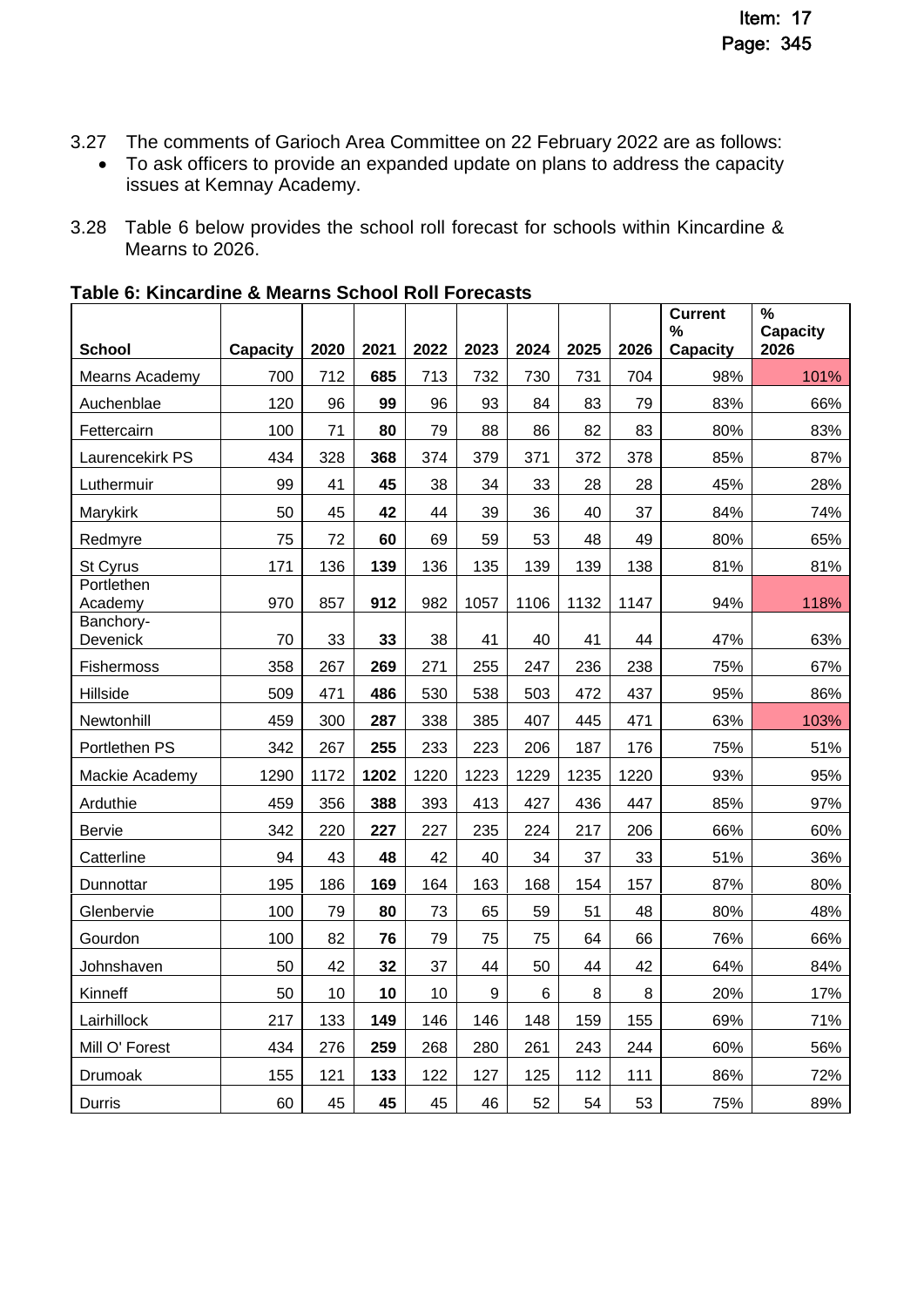3.27 The comments of Garioch Area Committee on 22 February 2022 are as follows:

- To ask officers to provide an expanded update on plans to address the capacity issues at Kemnay Academy.

3.28 Table 6 below provides the school roll forecast for schools within Kincardine & Mearns to 2026.

**Table 6: Kincardine & Mearns School Roll Forecasts**

| School | Capacity | 2020 | 2021 | 2022 | 2023 | 2024 | 2025 | 2026 | Current % Capacity | % Capacity 2026 |
|---|---|---|---|---|---|---|---|---|---|---|
| Mearns Academy | 700 | 712 | **685** | 713 | 732 | 730 | 731 | 704 | 98% | 101% |
| Auchenblae | 120 | 96 | **99** | 96 | 93 | 84 | 83 | 79 | 83% | 66% |
| Fettercairn | 100 | 71 | **80** | 79 | 88 | 86 | 82 | 83 | 80% | 83% |
| Laurencekirk PS | 434 | 328 | **368** | 374 | 379 | 371 | 372 | 378 | 85% | 87% |
| Luthermuir | 99 | 41 | **45** | 38 | 34 | 33 | 28 | 28 | 45% | 28% |
| Marykirk | 50 | 45 | **42** | 44 | 39 | 36 | 40 | 37 | 84% | 74% |
| Redmyre | 75 | 72 | **60** | 69 | 59 | 53 | 48 | 49 | 80% | 65% |
| St Cyrus | 171 | 136 | **139** | 136 | 135 | 139 | 139 | 138 | 81% | 81% |
| Portlethen Academy | 970 | 857 | **912** | 982 | 1057 | 1106 | 1132 | 1147 | 94% | 118% |
| Banchory-Devenick | 70 | 33 | **33** | 38 | 41 | 40 | 41 | 44 | 47% | 63% |
| Fishermoss | 358 | 267 | **269** | 271 | 255 | 247 | 236 | 238 | 75% | 67% |
| Hillside | 509 | 471 | **486** | 530 | 538 | 503 | 472 | 437 | 95% | 86% |
| Newtonhill | 459 | 300 | **287** | 338 | 385 | 407 | 445 | 471 | 63% | 103% |
| Portlethen PS | 342 | 267 | **255** | 233 | 223 | 206 | 187 | 176 | 75% | 51% |
| Mackie Academy | 1290 | 1172 | **1202** | 1220 | 1223 | 1229 | 1235 | 1220 | 93% | 95% |
| Arduthie | 459 | 356 | **388** | 393 | 413 | 427 | 436 | 447 | 85% | 97% |
| Bervie | 342 | 220 | **227** | 227 | 235 | 224 | 217 | 206 | 66% | 60% |
| Catterline | 94 | 43 | **48** | 42 | 40 | 34 | 37 | 33 | 51% | 36% |
| Dunnottar | 195 | 186 | **169** | 164 | 163 | 168 | 154 | 157 | 87% | 80% |
| Glenbervie | 100 | 79 | **80** | 73 | 65 | 59 | 51 | 48 | 80% | 48% |
| Gourdon | 100 | 82 | **76** | 79 | 75 | 75 | 64 | 66 | 76% | 66% |
| Johnshaven | 50 | 42 | **32** | 37 | 44 | 50 | 44 | 42 | 64% | 84% |
| Kinneff | 50 | 10 | **10** | 10 | 9 | 6 | 8 | 8 | 20% | 17% |
| Lairhillock | 217 | 133 | **149** | 146 | 146 | 148 | 159 | 155 | 69% | 71% |
| Mill O' Forest | 434 | 276 | **259** | 268 | 280 | 261 | 243 | 244 | 60% | 56% |
| Drumoak | 155 | 121 | **133** | 122 | 127 | 125 | 112 | 111 | 86% | 72% |
| Durris | 60 | 45 | **45** | 45 | 46 | 52 | 54 | 53 | 75% | 89% |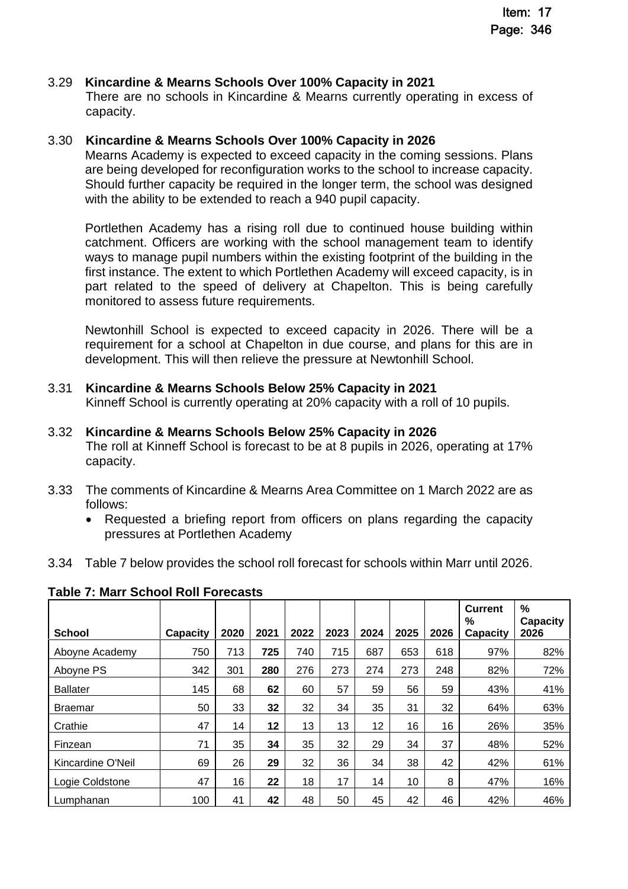3.29 **Kincardine & Mearns Schools Over 100% Capacity in 2021**
There are no schools in Kincardine & Mearns currently operating in excess of capacity.

3.30 **Kincardine & Mearns Schools Over 100% Capacity in 2026**
Mearns Academy is expected to exceed capacity in the coming sessions. Plans are being developed for reconfiguration works to the school to increase capacity. Should further capacity be required in the longer term, the school was designed with the ability to be extended to reach a 940 pupil capacity.

Portlethen Academy has a rising roll due to continued house building within catchment. Officers are working with the school management team to identify ways to manage pupil numbers within the existing footprint of the building in the first instance. The extent to which Portlethen Academy will exceed capacity, is in part related to the speed of delivery at Chapelton. This is being carefully monitored to assess future requirements.

Newtonhill School is expected to exceed capacity in 2026. There will be a requirement for a school at Chapelton in due course, and plans for this are in development. This will then relieve the pressure at Newtonhill School.

3.31 **Kincardine & Mearns Schools Below 25% Capacity in 2021**
Kinneff School is currently operating at 20% capacity with a roll of 10 pupils.

3.32 **Kincardine & Mearns Schools Below 25% Capacity in 2026**
The roll at Kinneff School is forecast to be at 8 pupils in 2026, operating at 17% capacity.

3.33 The comments of Kincardine & Mearns Area Committee on 1 March 2022 are as follows:

- Requested a briefing report from officers on plans regarding the capacity pressures at Portlethen Academy

3.34 Table 7 below provides the school roll forecast for schools within Marr until 2026.

**Table 7: Marr School Roll Forecasts**

| School | Capacity | 2020 | 2021 | 2022 | 2023 | 2024 | 2025 | 2026 | Current % Capacity | % Capacity 2026 |
|---|---|---|---|---|---|---|---|---|---|---|
| Aboyne Academy | 750 | 713 | **725** | 740 | 715 | 687 | 653 | 618 | 97% | 82% |
| Aboyne PS | 342 | 301 | **280** | 276 | 273 | 274 | 273 | 248 | 82% | 72% |
| Ballater | 145 | 68 | **62** | 60 | 57 | 59 | 56 | 59 | 43% | 41% |
| Braemar | 50 | 33 | **32** | 32 | 34 | 35 | 31 | 32 | 64% | 63% |
| Crathie | 47 | 14 | **12** | 13 | 13 | 12 | 16 | 16 | 26% | 35% |
| Finzean | 71 | 35 | **34** | 35 | 32 | 29 | 34 | 37 | 48% | 52% |
| Kincardine O'Neil | 69 | 26 | **29** | 32 | 36 | 34 | 38 | 42 | 42% | 61% |
| Logie Coldstone | 47 | 16 | **22** | 18 | 17 | 14 | 10 | 8 | 47% | 16% |
| Lumphanan | 100 | 41 | **42** | 48 | 50 | 45 | 42 | 46 | 42% | 46% |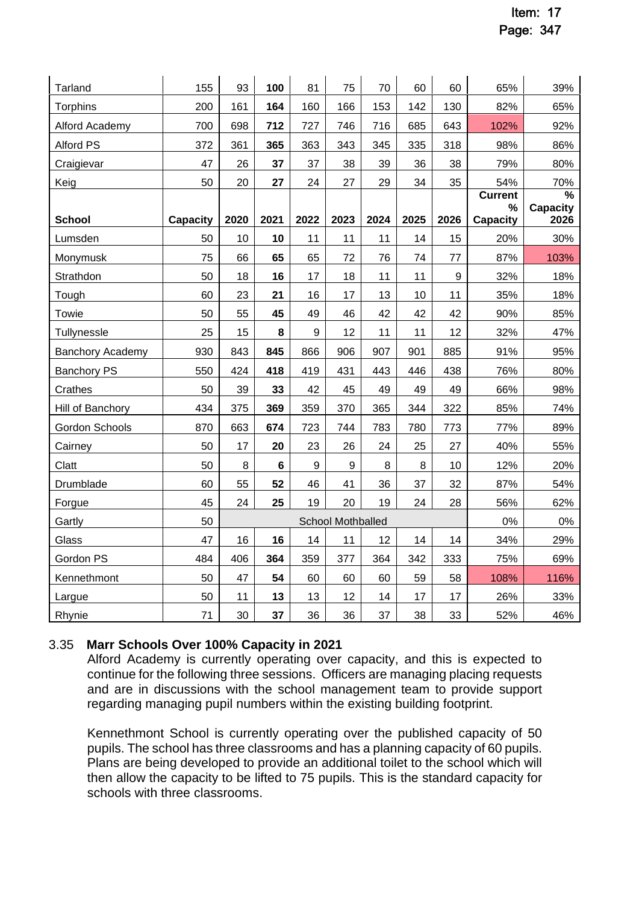| Tarland | 155 | 93 | **100** | 81 | 75 | 70 | 60 | 60 | 65% | 39% |
|---|---|---|---|---|---|---|---|---|---|---|
| Torphins | 200 | 161 | **164** | 160 | 166 | 153 | 142 | 130 | 82% | 65% |
| Alford Academy | 700 | 698 | **712** | 727 | 746 | 716 | 685 | 643 | 102% | 92% |
| Alford PS | 372 | 361 | **365** | 363 | 343 | 345 | 335 | 318 | 98% | 86% |
| Craigievar | 47 | 26 | **37** | 37 | 38 | 39 | 36 | 38 | 79% | 80% |
| Keig | 50 | 20 | **27** | 24 | 27 | 29 | 34 | 35 | 54% | 70% |
| **School** | **Capacity** | **2020** | **2021** | **2022** | **2023** | **2024** | **2025** | **2026** | **Current % Capacity** | **% Capacity 2026** |
| Lumsden | 50 | 10 | **10** | 11 | 11 | 11 | 14 | 15 | 20% | 30% |
| Monymusk | 75 | 66 | **65** | 65 | 72 | 76 | 74 | 77 | 87% | 103% |
| Strathdon | 50 | 18 | **16** | 17 | 18 | 11 | 11 | 9 | 32% | 18% |
| Tough | 60 | 23 | **21** | 16 | 17 | 13 | 10 | 11 | 35% | 18% |
| Towie | 50 | 55 | **45** | 49 | 46 | 42 | 42 | 42 | 90% | 85% |
| Tullynessle | 25 | 15 | **8** | 9 | 12 | 11 | 11 | 12 | 32% | 47% |
| Banchory Academy | 930 | 843 | **845** | 866 | 906 | 907 | 901 | 885 | 91% | 95% |
| Banchory PS | 550 | 424 | **418** | 419 | 431 | 443 | 446 | 438 | 76% | 80% |
| Crathes | 50 | 39 | **33** | 42 | 45 | 49 | 49 | 49 | 66% | 98% |
| Hill of Banchory | 434 | 375 | **369** | 359 | 370 | 365 | 344 | 322 | 85% | 74% |
| Gordon Schools | 870 | 663 | **674** | 723 | 744 | 783 | 780 | 773 | 77% | 89% |
| Cairney | 50 | 17 | **20** | 23 | 26 | 24 | 25 | 27 | 40% | 55% |
| Clatt | 50 | 8 | **6** | 9 | 9 | 8 | 8 | 10 | 12% | 20% |
| Drumblade | 60 | 55 | **52** | 46 | 41 | 36 | 37 | 32 | 87% | 54% |
| Forgue | 45 | 24 | **25** | 19 | 20 | 19 | 24 | 28 | 56% | 62% |
| Gartly | 50 | School Mothballed | | | | | | | 0% | 0% |
| Glass | 47 | 16 | **16** | 14 | 11 | 12 | 14 | 14 | 34% | 29% |
| Gordon PS | 484 | 406 | **364** | 359 | 377 | 364 | 342 | 333 | 75% | 69% |
| Kennethmont | 50 | 47 | **54** | 60 | 60 | 60 | 59 | 58 | 108% | 116% |
| Largue | 50 | 11 | **13** | 13 | 12 | 14 | 17 | 17 | 26% | 33% |
| Rhynie | 71 | 30 | **37** | 36 | 36 | 37 | 38 | 33 | 52% | 46% |

3.35 **Marr Schools Over 100% Capacity in 2021**

Alford Academy is currently operating over capacity, and this is expected to continue for the following three sessions. Officers are managing placing requests and are in discussions with the school management team to provide support regarding managing pupil numbers within the existing building footprint.

Kennethmont School is currently operating over the published capacity of 50 pupils. The school has three classrooms and has a planning capacity of 60 pupils. Plans are being developed to provide an additional toilet to the school which will then allow the capacity to be lifted to 75 pupils. This is the standard capacity for schools with three classrooms.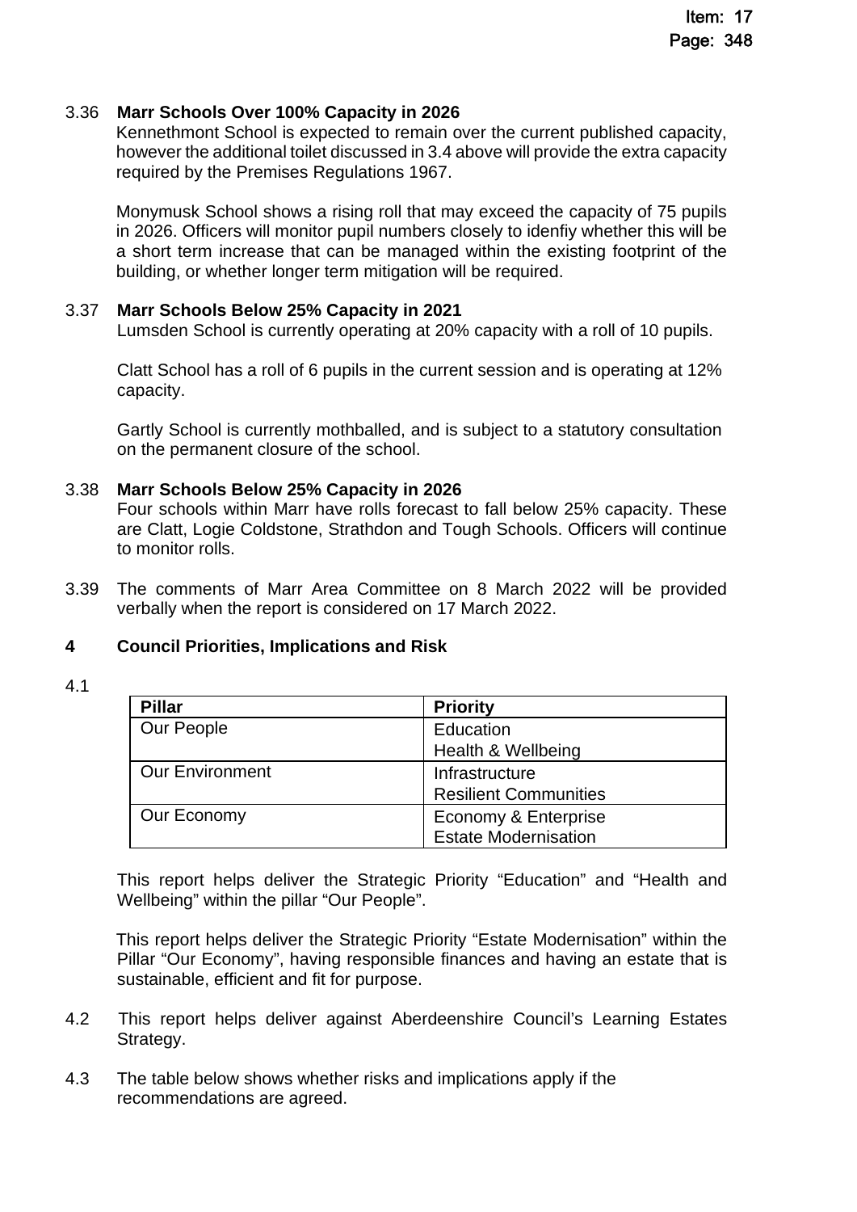3.36 **Marr Schools Over 100% Capacity in 2026**

Kennethmont School is expected to remain over the current published capacity, however the additional toilet discussed in 3.4 above will provide the extra capacity required by the Premises Regulations 1967.

Monymusk School shows a rising roll that may exceed the capacity of 75 pupils in 2026. Officers will monitor pupil numbers closely to idenfiy whether this will be a short term increase that can be managed within the existing footprint of the building, or whether longer term mitigation will be required.

3.37 **Marr Schools Below 25% Capacity in 2021**

Lumsden School is currently operating at 20% capacity with a roll of 10 pupils.

Clatt School has a roll of 6 pupils in the current session and is operating at 12% capacity.

Gartly School is currently mothballed, and is subject to a statutory consultation on the permanent closure of the school.

3.38 **Marr Schools Below 25% Capacity in 2026**

Four schools within Marr have rolls forecast to fall below 25% capacity. These are Clatt, Logie Coldstone, Strathdon and Tough Schools. Officers will continue to monitor rolls.

3.39 The comments of Marr Area Committee on 8 March 2022 will be provided verbally when the report is considered on 17 March 2022.

## 4 Council Priorities, Implications and Risk

4.1

| Pillar | Priority |
|---|---|
| Our People | Education<br>Health & Wellbeing |
| Our Environment | Infrastructure<br>Resilient Communities |
| Our Economy | Economy & Enterprise<br>Estate Modernisation |

This report helps deliver the Strategic Priority "Education" and "Health and Wellbeing" within the pillar "Our People".

This report helps deliver the Strategic Priority "Estate Modernisation" within the Pillar "Our Economy", having responsible finances and having an estate that is sustainable, efficient and fit for purpose.

4.2 This report helps deliver against Aberdeenshire Council's Learning Estates Strategy.

4.3 The table below shows whether risks and implications apply if the recommendations are agreed.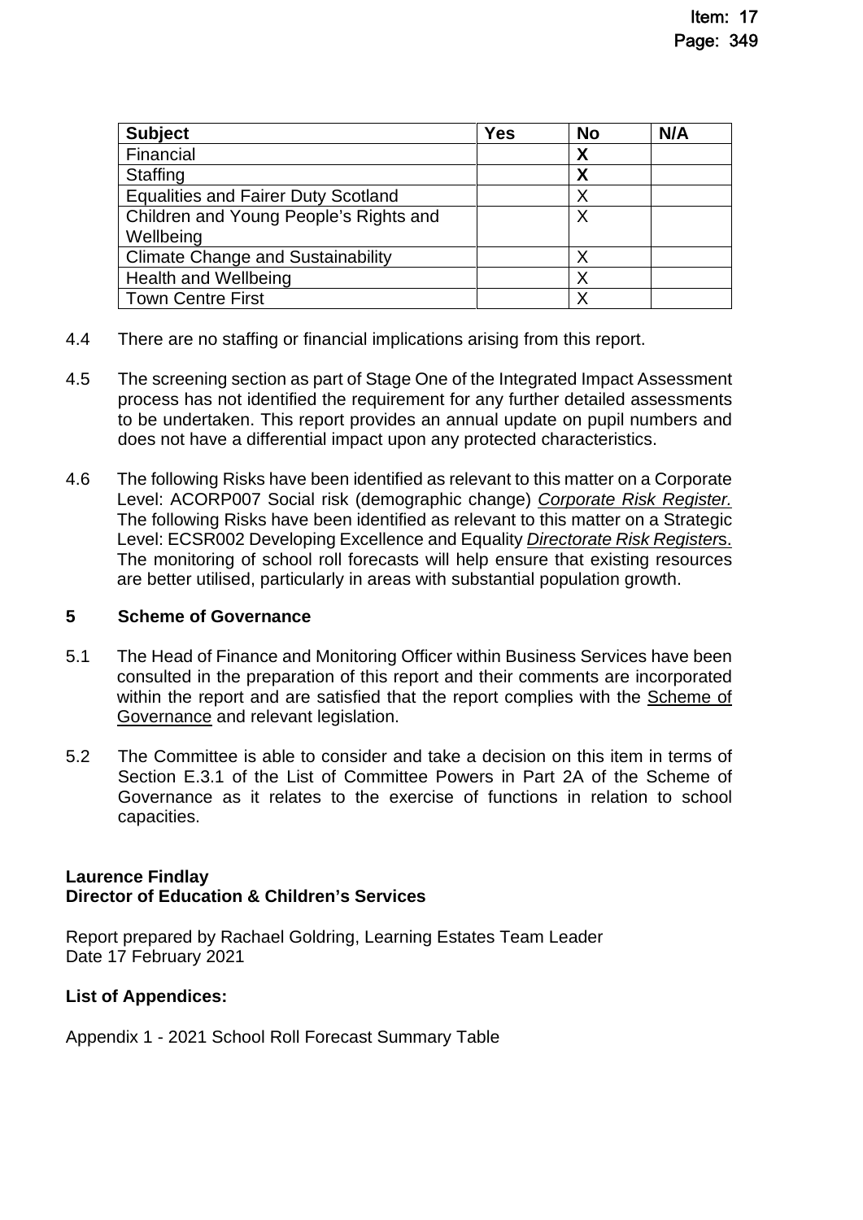| Subject | Yes | No | N/A |
|---|---|---|---|
| Financial | | **X** | |
| Staffing | | **X** | |
| Equalities and Fairer Duty Scotland | | X | |
| Children and Young People's Rights and Wellbeing | | X | |
| Climate Change and Sustainability | | X | |
| Health and Wellbeing | | X | |
| Town Centre First | | X | |

4.4 There are no staffing or financial implications arising from this report.

4.5 The screening section as part of Stage One of the Integrated Impact Assessment process has not identified the requirement for any further detailed assessments to be undertaken. This report provides an annual update on pupil numbers and does not have a differential impact upon any protected characteristics.

4.6 The following Risks have been identified as relevant to this matter on a Corporate Level: ACORP007 Social risk (demographic change) *Corporate Risk Register.* The following Risks have been identified as relevant to this matter on a Strategic Level: ECSR002 Developing Excellence and Equality *Directorate Risk Registers*. The monitoring of school roll forecasts will help ensure that existing resources are better utilised, particularly in areas with substantial population growth.

## 5 Scheme of Governance

5.1 The Head of Finance and Monitoring Officer within Business Services have been consulted in the preparation of this report and their comments are incorporated within the report and are satisfied that the report complies with the Scheme of Governance and relevant legislation.

5.2 The Committee is able to consider and take a decision on this item in terms of Section E.3.1 of the List of Committee Powers in Part 2A of the Scheme of Governance as it relates to the exercise of functions in relation to school capacities.

**Laurence Findlay**
**Director of Education & Children's Services**

Report prepared by Rachael Goldring, Learning Estates Team Leader
Date 17 February 2021

**List of Appendices:**

Appendix 1 - 2021 School Roll Forecast Summary Table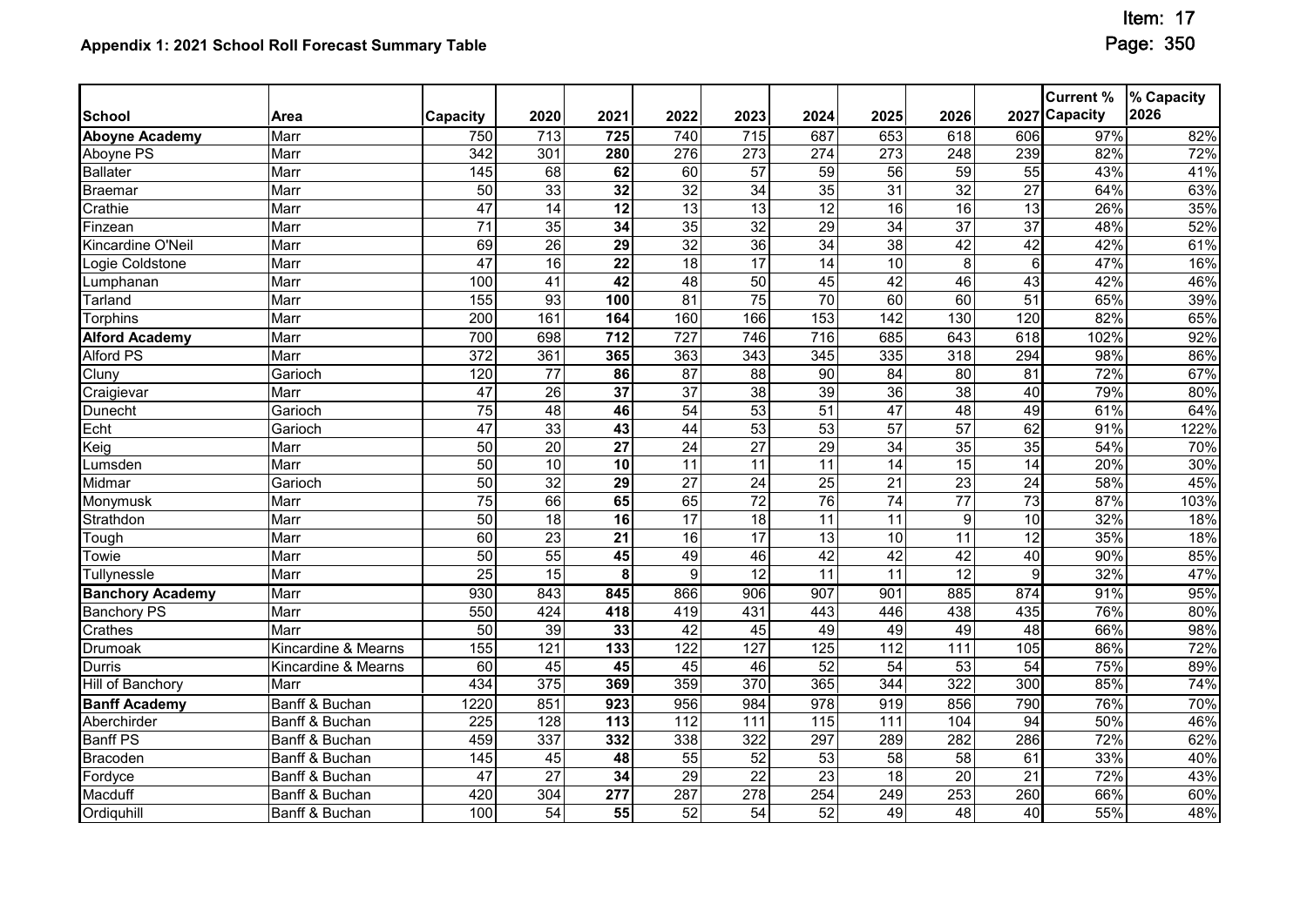## Appendix 1: 2021 School Roll Forecast Summary Table

| School | Area | Capacity | 2020 | 2021 | 2022 | 2023 | 2024 | 2025 | 2026 | 2027 | Current % Capacity | % Capacity 2026 |
|---|---|---|---|---|---|---|---|---|---|---|---|---|
| **Aboyne Academy** | Marr | 750 | 713 | **725** | 740 | 715 | 687 | 653 | 618 | 606 | 97% | 82% |
| Aboyne PS | Marr | 342 | 301 | **280** | 276 | 273 | 274 | 273 | 248 | 239 | 82% | 72% |
| Ballater | Marr | 145 | 68 | **62** | 60 | 57 | 59 | 56 | 59 | 55 | 43% | 41% |
| Braemar | Marr | 50 | 33 | **32** | 32 | 34 | 35 | 31 | 32 | 27 | 64% | 63% |
| Crathie | Marr | 47 | 14 | **12** | 13 | 13 | 12 | 16 | 16 | 13 | 26% | 35% |
| Finzean | Marr | 71 | 35 | **34** | 35 | 32 | 29 | 34 | 37 | 37 | 48% | 52% |
| Kincardine O'Neil | Marr | 69 | 26 | **29** | 32 | 36 | 34 | 38 | 42 | 42 | 42% | 61% |
| Logie Coldstone | Marr | 47 | 16 | **22** | 18 | 17 | 14 | 10 | 8 | 6 | 47% | 16% |
| Lumphanan | Marr | 100 | 41 | **42** | 48 | 50 | 45 | 42 | 46 | 43 | 42% | 46% |
| Tarland | Marr | 155 | 93 | **100** | 81 | 75 | 70 | 60 | 60 | 51 | 65% | 39% |
| Torphins | Marr | 200 | 161 | **164** | 160 | 166 | 153 | 142 | 130 | 120 | 82% | 65% |
| **Alford Academy** | Marr | 700 | 698 | **712** | 727 | 746 | 716 | 685 | 643 | 618 | 102% | 92% |
| Alford PS | Marr | 372 | 361 | **365** | 363 | 343 | 345 | 335 | 318 | 294 | 98% | 86% |
| Cluny | Garioch | 120 | 77 | **86** | 87 | 88 | 90 | 84 | 80 | 81 | 72% | 67% |
| Craigievar | Marr | 47 | 26 | **37** | 37 | 38 | 39 | 36 | 38 | 40 | 79% | 80% |
| Dunecht | Garioch | 75 | 48 | **46** | 54 | 53 | 51 | 47 | 48 | 49 | 61% | 64% |
| Echt | Garioch | 47 | 33 | **43** | 44 | 53 | 53 | 57 | 57 | 62 | 91% | 122% |
| Keig | Marr | 50 | 20 | **27** | 24 | 27 | 29 | 34 | 35 | 35 | 54% | 70% |
| Lumsden | Marr | 50 | 10 | **10** | 11 | 11 | 11 | 14 | 15 | 14 | 20% | 30% |
| Midmar | Garioch | 50 | 32 | **29** | 27 | 24 | 25 | 21 | 23 | 24 | 58% | 45% |
| Monymusk | Marr | 75 | 66 | **65** | 65 | 72 | 76 | 74 | 77 | 73 | 87% | 103% |
| Strathdon | Marr | 50 | 18 | **16** | 17 | 18 | 11 | 11 | 9 | 10 | 32% | 18% |
| Tough | Marr | 60 | 23 | **21** | 16 | 17 | 13 | 10 | 11 | 12 | 35% | 18% |
| Towie | Marr | 50 | 55 | **45** | 49 | 46 | 42 | 42 | 42 | 40 | 90% | 85% |
| Tullynessle | Marr | 25 | 15 | **8** | 9 | 12 | 11 | 11 | 12 | 9 | 32% | 47% |
| **Banchory Academy** | Marr | 930 | 843 | **845** | 866 | 906 | 907 | 901 | 885 | 874 | 91% | 95% |
| Banchory PS | Marr | 550 | 424 | **418** | 419 | 431 | 443 | 446 | 438 | 435 | 76% | 80% |
| Crathes | Marr | 50 | 39 | **33** | 42 | 45 | 49 | 49 | 49 | 48 | 66% | 98% |
| Drumoak | Kincardine & Mearns | 155 | 121 | **133** | 122 | 127 | 125 | 112 | 111 | 105 | 86% | 72% |
| Durris | Kincardine & Mearns | 60 | 45 | **45** | 45 | 46 | 52 | 54 | 53 | 54 | 75% | 89% |
| Hill of Banchory | Marr | 434 | 375 | **369** | 359 | 370 | 365 | 344 | 322 | 300 | 85% | 74% |
| **Banff Academy** | Banff & Buchan | 1220 | 851 | **923** | 956 | 984 | 978 | 919 | 856 | 790 | 76% | 70% |
| Aberchirder | Banff & Buchan | 225 | 128 | **113** | 112 | 111 | 115 | 111 | 104 | 94 | 50% | 46% |
| Banff PS | Banff & Buchan | 459 | 337 | **332** | 338 | 322 | 297 | 289 | 282 | 286 | 72% | 62% |
| Bracoden | Banff & Buchan | 145 | 45 | **48** | 55 | 52 | 53 | 58 | 58 | 61 | 33% | 40% |
| Fordyce | Banff & Buchan | 47 | 27 | **34** | 29 | 22 | 23 | 18 | 20 | 21 | 72% | 43% |
| Macduff | Banff & Buchan | 420 | 304 | **277** | 287 | 278 | 254 | 249 | 253 | 260 | 66% | 60% |
| Ordiquhill | Banff & Buchan | 100 | 54 | **55** | 52 | 54 | 52 | 49 | 48 | 40 | 55% | 48% |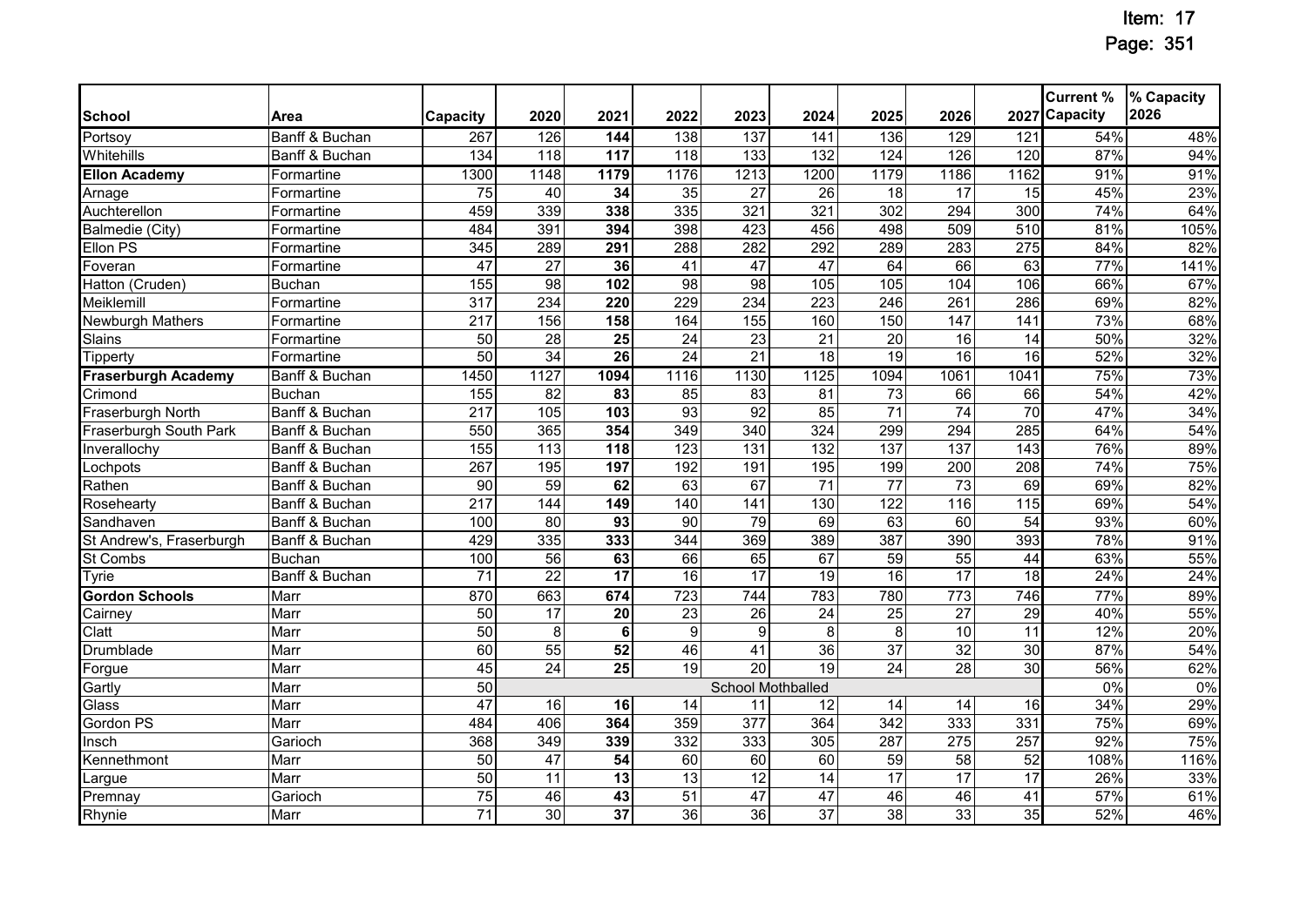| School | Area | Capacity | 2020 | 2021 | 2022 | 2023 | 2024 | 2025 | 2026 | 2027 | Current % Capacity | % Capacity 2026 |
|---|---|---|---|---|---|---|---|---|---|---|---|---|
| Portsoy | Banff & Buchan | 267 | 126 | **144** | 138 | 137 | 141 | 136 | 129 | 121 | 54% | 48% |
| Whitehills | Banff & Buchan | 134 | 118 | **117** | 118 | 133 | 132 | 124 | 126 | 120 | 87% | 94% |
| **Ellon Academy** | Formartine | 1300 | 1148 | **1179** | 1176 | 1213 | 1200 | 1179 | 1186 | 1162 | 91% | 91% |
| Arnage | Formartine | 75 | 40 | **34** | 35 | 27 | 26 | 18 | 17 | 15 | 45% | 23% |
| Auchterellon | Formartine | 459 | 339 | **338** | 335 | 321 | 321 | 302 | 294 | 300 | 74% | 64% |
| Balmedie (City) | Formartine | 484 | 391 | **394** | 398 | 423 | 456 | 498 | 509 | 510 | 81% | 105% |
| Ellon PS | Formartine | 345 | 289 | **291** | 288 | 282 | 292 | 289 | 283 | 275 | 84% | 82% |
| Foveran | Formartine | 47 | 27 | **36** | 41 | 47 | 47 | 64 | 66 | 63 | 77% | 141% |
| Hatton (Cruden) | Buchan | 155 | 98 | **102** | 98 | 98 | 105 | 105 | 104 | 106 | 66% | 67% |
| Meiklemill | Formartine | 317 | 234 | **220** | 229 | 234 | 223 | 246 | 261 | 286 | 69% | 82% |
| Newburgh Mathers | Formartine | 217 | 156 | **158** | 164 | 155 | 160 | 150 | 147 | 141 | 73% | 68% |
| Slains | Formartine | 50 | 28 | **25** | 24 | 23 | 21 | 20 | 16 | 14 | 50% | 32% |
| Tipperty | Formartine | 50 | 34 | **26** | 24 | 21 | 18 | 19 | 16 | 16 | 52% | 32% |
| **Fraserburgh Academy** | Banff & Buchan | 1450 | 1127 | **1094** | 1116 | 1130 | 1125 | 1094 | 1061 | 1041 | 75% | 73% |
| Crimond | Buchan | 155 | 82 | **83** | 85 | 83 | 81 | 73 | 66 | 66 | 54% | 42% |
| Fraserburgh North | Banff & Buchan | 217 | 105 | **103** | 93 | 92 | 85 | 71 | 74 | 70 | 47% | 34% |
| Fraserburgh South Park | Banff & Buchan | 550 | 365 | **354** | 349 | 340 | 324 | 299 | 294 | 285 | 64% | 54% |
| Inverallochy | Banff & Buchan | 155 | 113 | **118** | 123 | 131 | 132 | 137 | 137 | 143 | 76% | 89% |
| Lochpots | Banff & Buchan | 267 | 195 | **197** | 192 | 191 | 195 | 199 | 200 | 208 | 74% | 75% |
| Rathen | Banff & Buchan | 90 | 59 | **62** | 63 | 67 | 71 | 77 | 73 | 69 | 69% | 82% |
| Rosehearty | Banff & Buchan | 217 | 144 | **149** | 140 | 141 | 130 | 122 | 116 | 115 | 69% | 54% |
| Sandhaven | Banff & Buchan | 100 | 80 | **93** | 90 | 79 | 69 | 63 | 60 | 54 | 93% | 60% |
| St Andrew's, Fraserburgh | Banff & Buchan | 429 | 335 | **333** | 344 | 369 | 389 | 387 | 390 | 393 | 78% | 91% |
| St Combs | Buchan | 100 | 56 | **63** | 66 | 65 | 67 | 59 | 55 | 44 | 63% | 55% |
| Tyrie | Banff & Buchan | 71 | 22 | **17** | 16 | 17 | 19 | 16 | 17 | 18 | 24% | 24% |
| **Gordon Schools** | Marr | 870 | 663 | **674** | 723 | 744 | 783 | 780 | 773 | 746 | 77% | 89% |
| Cairney | Marr | 50 | 17 | **20** | 23 | 26 | 24 | 25 | 27 | 29 | 40% | 55% |
| Clatt | Marr | 50 | 8 | **6** | 9 | 9 | 8 | 8 | 10 | 11 | 12% | 20% |
| Drumblade | Marr | 60 | 55 | **52** | 46 | 41 | 36 | 37 | 32 | 30 | 87% | 54% |
| Forgue | Marr | 45 | 24 | **25** | 19 | 20 | 19 | 24 | 28 | 30 | 56% | 62% |
| Gartly | Marr | 50 | School Mothballed | | | | | | | | 0% | 0% |
| Glass | Marr | 47 | 16 | **16** | 14 | 11 | 12 | 14 | 14 | 16 | 34% | 29% |
| Gordon PS | Marr | 484 | 406 | **364** | 359 | 377 | 364 | 342 | 333 | 331 | 75% | 69% |
| Insch | Garioch | 368 | 349 | **339** | 332 | 333 | 305 | 287 | 275 | 257 | 92% | 75% |
| Kennethmont | Marr | 50 | 47 | **54** | 60 | 60 | 60 | 59 | 58 | 52 | 108% | 116% |
| Largue | Marr | 50 | 11 | **13** | 13 | 12 | 14 | 17 | 17 | 17 | 26% | 33% |
| Premnay | Garioch | 75 | 46 | **43** | 51 | 47 | 47 | 46 | 46 | 41 | 57% | 61% |
| Rhynie | Marr | 71 | 30 | **37** | 36 | 36 | 37 | 38 | 33 | 35 | 52% | 46% |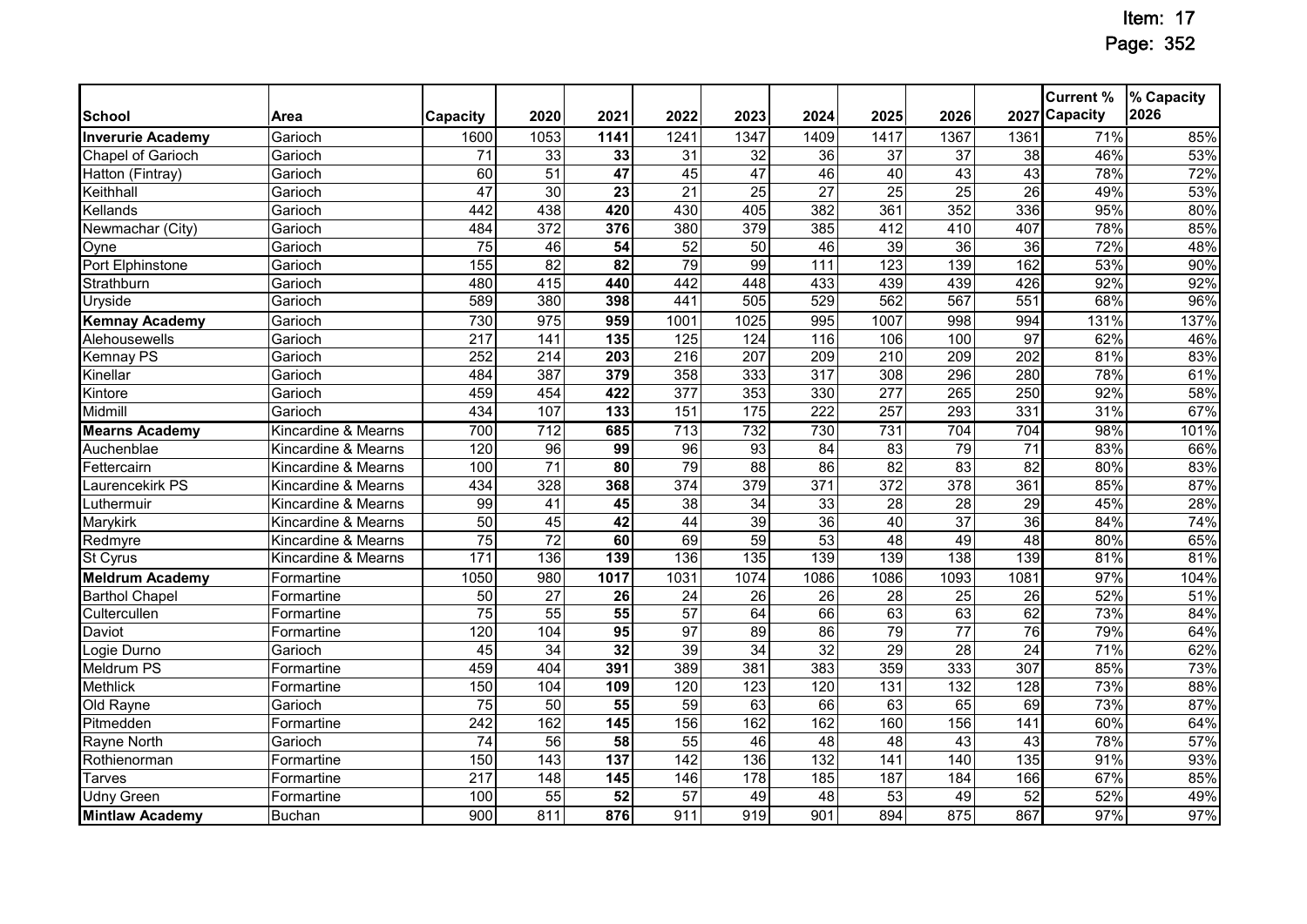| School | Area | Capacity | 2020 | 2021 | 2022 | 2023 | 2024 | 2025 | 2026 | 2027 | Current % Capacity | % Capacity 2026 |
|---|---|---|---|---|---|---|---|---|---|---|---|---|
| **Inverurie Academy** | Garioch | 1600 | 1053 | **1141** | 1241 | 1347 | 1409 | 1417 | 1367 | 1361 | 71% | 85% |
| Chapel of Garioch | Garioch | 71 | 33 | **33** | 31 | 32 | 36 | 37 | 37 | 38 | 46% | 53% |
| Hatton (Fintray) | Garioch | 60 | 51 | **47** | 45 | 47 | 46 | 40 | 43 | 43 | 78% | 72% |
| Keithhall | Garioch | 47 | 30 | **23** | 21 | 25 | 27 | 25 | 25 | 26 | 49% | 53% |
| Kellands | Garioch | 442 | 438 | **420** | 430 | 405 | 382 | 361 | 352 | 336 | 95% | 80% |
| Newmachar (City) | Garioch | 484 | 372 | **376** | 380 | 379 | 385 | 412 | 410 | 407 | 78% | 85% |
| Oyne | Garioch | 75 | 46 | **54** | 52 | 50 | 46 | 39 | 36 | 36 | 72% | 48% |
| Port Elphinstone | Garioch | 155 | 82 | **82** | 79 | 99 | 111 | 123 | 139 | 162 | 53% | 90% |
| Strathburn | Garioch | 480 | 415 | **440** | 442 | 448 | 433 | 439 | 439 | 426 | 92% | 92% |
| Uryside | Garioch | 589 | 380 | **398** | 441 | 505 | 529 | 562 | 567 | 551 | 68% | 96% |
| **Kemnay Academy** | Garioch | 730 | 975 | **959** | 1001 | 1025 | 995 | 1007 | 998 | 994 | 131% | 137% |
| Alehousewells | Garioch | 217 | 141 | **135** | 125 | 124 | 116 | 106 | 100 | 97 | 62% | 46% |
| Kemnay PS | Garioch | 252 | 214 | **203** | 216 | 207 | 209 | 210 | 209 | 202 | 81% | 83% |
| Kinellar | Garioch | 484 | 387 | **379** | 358 | 333 | 317 | 308 | 296 | 280 | 78% | 61% |
| Kintore | Garioch | 459 | 454 | **422** | 377 | 353 | 330 | 277 | 265 | 250 | 92% | 58% |
| Midmill | Garioch | 434 | 107 | **133** | 151 | 175 | 222 | 257 | 293 | 331 | 31% | 67% |
| **Mearns Academy** | Kincardine & Mearns | 700 | 712 | **685** | 713 | 732 | 730 | 731 | 704 | 704 | 98% | 101% |
| Auchenblae | Kincardine & Mearns | 120 | 96 | **99** | 96 | 93 | 84 | 83 | 79 | 71 | 83% | 66% |
| Fettercairn | Kincardine & Mearns | 100 | 71 | **80** | 79 | 88 | 86 | 82 | 83 | 82 | 80% | 83% |
| Laurencekirk PS | Kincardine & Mearns | 434 | 328 | **368** | 374 | 379 | 371 | 372 | 378 | 361 | 85% | 87% |
| Luthermuir | Kincardine & Mearns | 99 | 41 | **45** | 38 | 34 | 33 | 28 | 28 | 29 | 45% | 28% |
| Marykirk | Kincardine & Mearns | 50 | 45 | **42** | 44 | 39 | 36 | 40 | 37 | 36 | 84% | 74% |
| Redmyre | Kincardine & Mearns | 75 | 72 | **60** | 69 | 59 | 53 | 48 | 49 | 48 | 80% | 65% |
| St Cyrus | Kincardine & Mearns | 171 | 136 | **139** | 136 | 135 | 139 | 139 | 138 | 139 | 81% | 81% |
| **Meldrum Academy** | Formartine | 1050 | 980 | **1017** | 1031 | 1074 | 1086 | 1086 | 1093 | 1081 | 97% | 104% |
| Barthol Chapel | Formartine | 50 | 27 | **26** | 24 | 26 | 26 | 28 | 25 | 26 | 52% | 51% |
| Cultercullen | Formartine | 75 | 55 | **55** | 57 | 64 | 66 | 63 | 63 | 62 | 73% | 84% |
| Daviot | Formartine | 120 | 104 | **95** | 97 | 89 | 86 | 79 | 77 | 76 | 79% | 64% |
| Logie Durno | Garioch | 45 | 34 | **32** | 39 | 34 | 32 | 29 | 28 | 24 | 71% | 62% |
| Meldrum PS | Formartine | 459 | 404 | **391** | 389 | 381 | 383 | 359 | 333 | 307 | 85% | 73% |
| Methlick | Formartine | 150 | 104 | **109** | 120 | 123 | 120 | 131 | 132 | 128 | 73% | 88% |
| Old Rayne | Garioch | 75 | 50 | **55** | 59 | 63 | 66 | 63 | 65 | 69 | 73% | 87% |
| Pitmedden | Formartine | 242 | 162 | **145** | 156 | 162 | 162 | 160 | 156 | 141 | 60% | 64% |
| Rayne North | Garioch | 74 | 56 | **58** | 55 | 46 | 48 | 48 | 43 | 43 | 78% | 57% |
| Rothienorman | Formartine | 150 | 143 | **137** | 142 | 136 | 132 | 141 | 140 | 135 | 91% | 93% |
| Tarves | Formartine | 217 | 148 | **145** | 146 | 178 | 185 | 187 | 184 | 166 | 67% | 85% |
| Udny Green | Formartine | 100 | 55 | **52** | 57 | 49 | 48 | 53 | 49 | 52 | 52% | 49% |
| **Mintlaw Academy** | Buchan | 900 | 811 | **876** | 911 | 919 | 901 | 894 | 875 | 867 | 97% | 97% |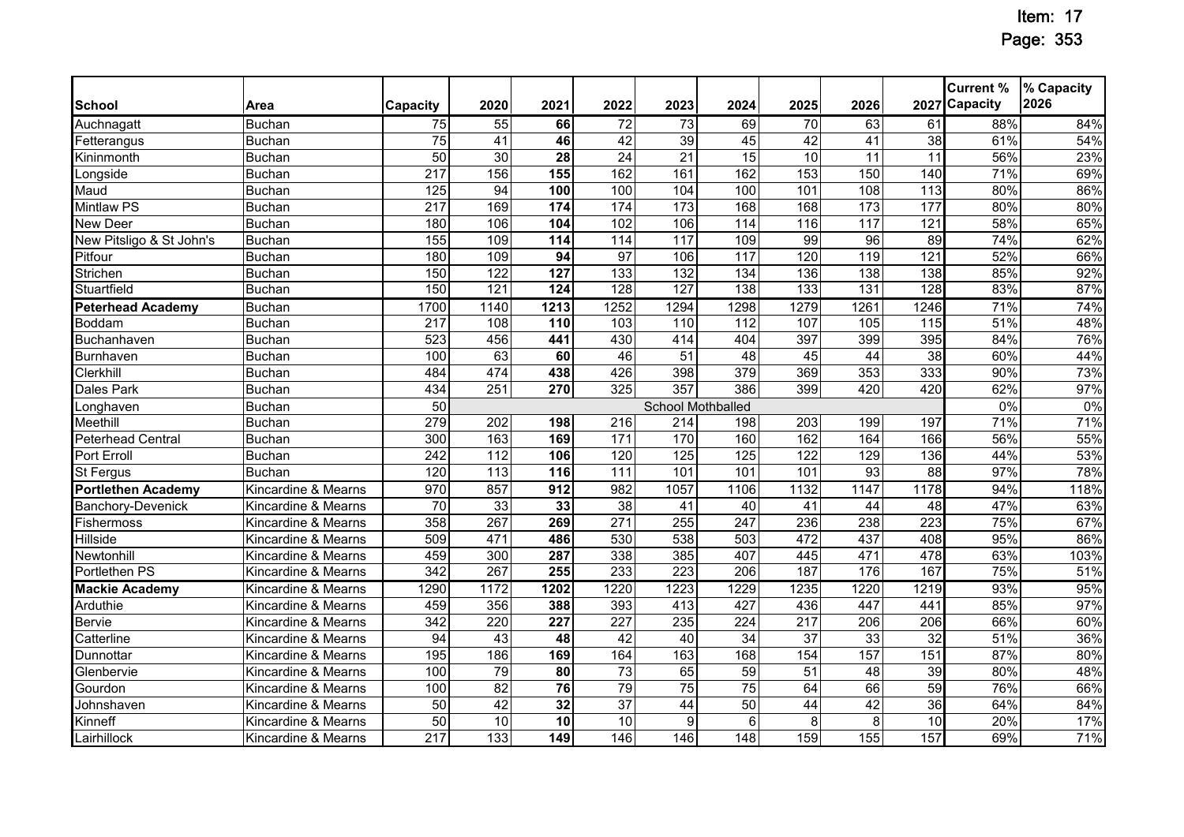| School | Area | Capacity | 2020 | 2021 | 2022 | 2023 | 2024 | 2025 | 2026 | 2027 | Current % Capacity | % Capacity 2026 |
|---|---|---|---|---|---|---|---|---|---|---|---|---|
| Auchnagatt | Buchan | 75 | 55 | **66** | 72 | 73 | 69 | 70 | 63 | 61 | 88% | 84% |
| Fetterangus | Buchan | 75 | 41 | **46** | 42 | 39 | 45 | 42 | 41 | 38 | 61% | 54% |
| Kininmonth | Buchan | 50 | 30 | **28** | 24 | 21 | 15 | 10 | 11 | 11 | 56% | 23% |
| Longside | Buchan | 217 | 156 | **155** | 162 | 161 | 162 | 153 | 150 | 140 | 71% | 69% |
| Maud | Buchan | 125 | 94 | **100** | 100 | 104 | 100 | 101 | 108 | 113 | 80% | 86% |
| Mintlaw PS | Buchan | 217 | 169 | **174** | 174 | 173 | 168 | 168 | 173 | 177 | 80% | 80% |
| New Deer | Buchan | 180 | 106 | **104** | 102 | 106 | 114 | 116 | 117 | 121 | 58% | 65% |
| New Pitsligo & St John's | Buchan | 155 | 109 | **114** | 114 | 117 | 109 | 99 | 96 | 89 | 74% | 62% |
| Pitfour | Buchan | 180 | 109 | **94** | 97 | 106 | 117 | 120 | 119 | 121 | 52% | 66% |
| Strichen | Buchan | 150 | 122 | **127** | 133 | 132 | 134 | 136 | 138 | 138 | 85% | 92% |
| Stuartfield | Buchan | 150 | 121 | **124** | 128 | 127 | 138 | 133 | 131 | 128 | 83% | 87% |
| **Peterhead Academy** | Buchan | 1700 | 1140 | **1213** | 1252 | 1294 | 1298 | 1279 | 1261 | 1246 | 71% | 74% |
| Boddam | Buchan | 217 | 108 | **110** | 103 | 110 | 112 | 107 | 105 | 115 | 51% | 48% |
| Buchanhaven | Buchan | 523 | 456 | **441** | 430 | 414 | 404 | 397 | 399 | 395 | 84% | 76% |
| Burnhaven | Buchan | 100 | 63 | **60** | 46 | 51 | 48 | 45 | 44 | 38 | 60% | 44% |
| Clerkhill | Buchan | 484 | 474 | **438** | 426 | 398 | 379 | 369 | 353 | 333 | 90% | 73% |
| Dales Park | Buchan | 434 | 251 | **270** | 325 | 357 | 386 | 399 | 420 | 420 | 62% | 97% |
| Longhaven | Buchan | 50 | School Mothballed | | | | | | | | 0% | 0% |
| Meethill | Buchan | 279 | 202 | **198** | 216 | 214 | 198 | 203 | 199 | 197 | 71% | 71% |
| Peterhead Central | Buchan | 300 | 163 | **169** | 171 | 170 | 160 | 162 | 164 | 166 | 56% | 55% |
| Port Erroll | Buchan | 242 | 112 | **106** | 120 | 125 | 125 | 122 | 129 | 136 | 44% | 53% |
| St Fergus | Buchan | 120 | 113 | **116** | 111 | 101 | 101 | 101 | 93 | 88 | 97% | 78% |
| **Portlethen Academy** | Kincardine & Mearns | 970 | 857 | **912** | 982 | 1057 | 1106 | 1132 | 1147 | 1178 | 94% | 118% |
| Banchory-Devenick | Kincardine & Mearns | 70 | 33 | **33** | 38 | 41 | 40 | 41 | 44 | 48 | 47% | 63% |
| Fishermoss | Kincardine & Mearns | 358 | 267 | **269** | 271 | 255 | 247 | 236 | 238 | 223 | 75% | 67% |
| Hillside | Kincardine & Mearns | 509 | 471 | **486** | 530 | 538 | 503 | 472 | 437 | 408 | 95% | 86% |
| Newtonhill | Kincardine & Mearns | 459 | 300 | **287** | 338 | 385 | 407 | 445 | 471 | 478 | 63% | 103% |
| Portlethen PS | Kincardine & Mearns | 342 | 267 | **255** | 233 | 223 | 206 | 187 | 176 | 167 | 75% | 51% |
| **Mackie Academy** | Kincardine & Mearns | 1290 | 1172 | **1202** | 1220 | 1223 | 1229 | 1235 | 1220 | 1219 | 93% | 95% |
| Arduthie | Kincardine & Mearns | 459 | 356 | **388** | 393 | 413 | 427 | 436 | 447 | 441 | 85% | 97% |
| Bervie | Kincardine & Mearns | 342 | 220 | **227** | 227 | 235 | 224 | 217 | 206 | 206 | 66% | 60% |
| Catterline | Kincardine & Mearns | 94 | 43 | **48** | 42 | 40 | 34 | 37 | 33 | 32 | 51% | 36% |
| Dunnottar | Kincardine & Mearns | 195 | 186 | **169** | 164 | 163 | 168 | 154 | 157 | 151 | 87% | 80% |
| Glenbervie | Kincardine & Mearns | 100 | 79 | **80** | 73 | 65 | 59 | 51 | 48 | 39 | 80% | 48% |
| Gourdon | Kincardine & Mearns | 100 | 82 | **76** | 79 | 75 | 75 | 64 | 66 | 59 | 76% | 66% |
| Johnshaven | Kincardine & Mearns | 50 | 42 | **32** | 37 | 44 | 50 | 44 | 42 | 36 | 64% | 84% |
| Kinneff | Kincardine & Mearns | 50 | 10 | **10** | 10 | 9 | 6 | 8 | 8 | 10 | 20% | 17% |
| Lairhillock | Kincardine & Mearns | 217 | 133 | **149** | 146 | 146 | 148 | 159 | 155 | 157 | 69% | 71% |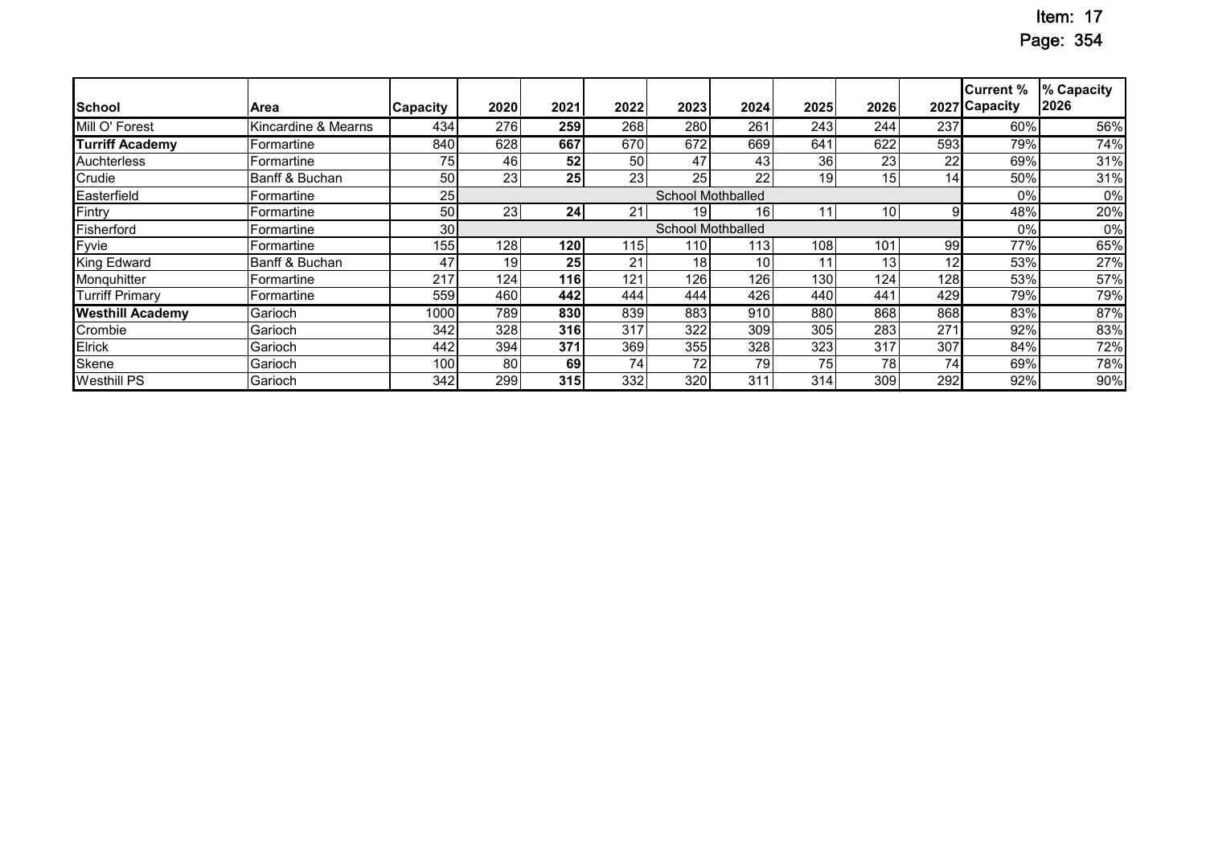| School | Area | Capacity | 2020 | 2021 | 2022 | 2023 | 2024 | 2025 | 2026 | 2027 | Current % Capacity | % Capacity 2026 |
|---|---|---|---|---|---|---|---|---|---|---|---|---|
| Mill O' Forest | Kincardine & Mearns | 434 | 276 | **259** | 268 | 280 | 261 | 243 | 244 | 237 | 60% | 56% |
| **Turriff Academy** | Formartine | 840 | 628 | **667** | 670 | 672 | 669 | 641 | 622 | 593 | 79% | 74% |
| Auchterless | Formartine | 75 | 46 | **52** | 50 | 47 | 43 | 36 | 23 | 22 | 69% | 31% |
| Crudie | Banff & Buchan | 50 | 23 | **25** | 23 | 25 | 22 | 19 | 15 | 14 | 50% | 31% |
| Easterfield | Formartine | 25 | | | | School Mothballed | | | | | 0% | 0% |
| Fintry | Formartine | 50 | 23 | **24** | 21 | 19 | 16 | 11 | 10 | 9 | 48% | 20% |
| Fisherford | Formartine | 30 | | | | School Mothballed | | | | | 0% | 0% |
| Fyvie | Formartine | 155 | 128 | **120** | 115 | 110 | 113 | 108 | 101 | 99 | 77% | 65% |
| King Edward | Banff & Buchan | 47 | 19 | **25** | 21 | 18 | 10 | 11 | 13 | 12 | 53% | 27% |
| Monquhitter | Formartine | 217 | 124 | **116** | 121 | 126 | 126 | 130 | 124 | 128 | 53% | 57% |
| Turriff Primary | Formartine | 559 | 460 | **442** | 444 | 444 | 426 | 440 | 441 | 429 | 79% | 79% |
| **Westhill Academy** | Garioch | 1000 | 789 | **830** | 839 | 883 | 910 | 880 | 868 | 868 | 83% | 87% |
| Crombie | Garioch | 342 | 328 | **316** | 317 | 322 | 309 | 305 | 283 | 271 | 92% | 83% |
| Elrick | Garioch | 442 | 394 | **371** | 369 | 355 | 328 | 323 | 317 | 307 | 84% | 72% |
| Skene | Garioch | 100 | 80 | **69** | 74 | 72 | 79 | 75 | 78 | 74 | 69% | 78% |
| Westhill PS | Garioch | 342 | 299 | **315** | 332 | 320 | 311 | 314 | 309 | 292 | 92% | 90% |